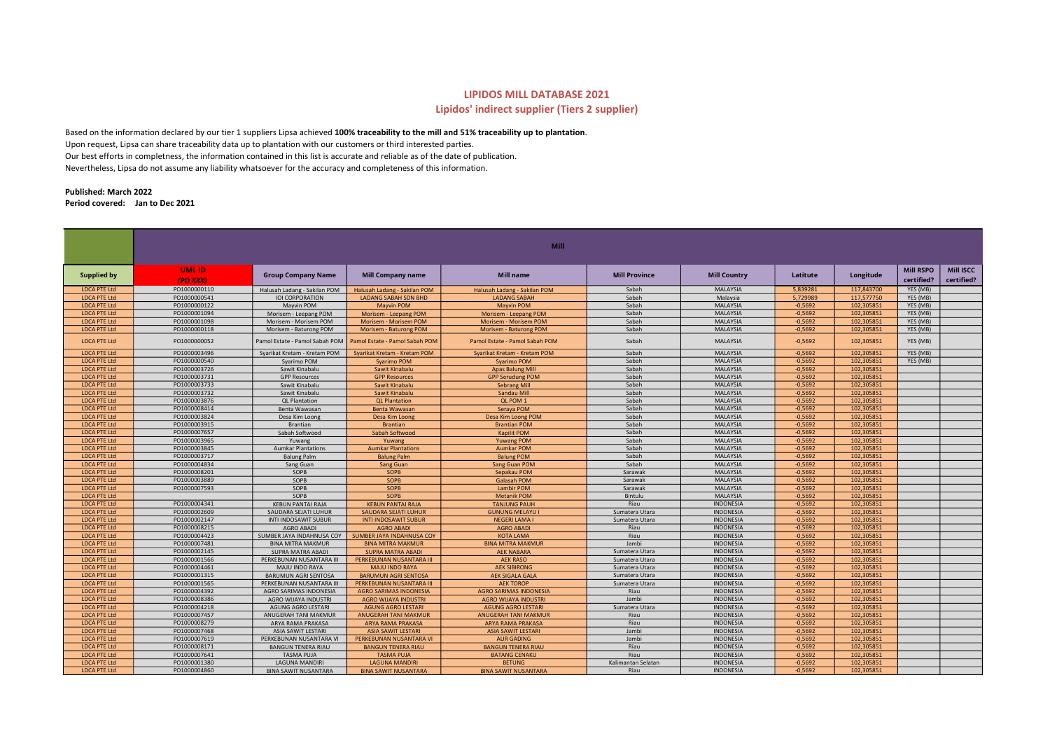# LIPIDOS MILL DATABASE 2021

## Lipidos' indirect supplier (Tiers 2 supplier)

Based on the information declared by our tier 1 suppliers Lipsa achieved **100% traceability to the mill and 51% traceability up to plantation**.
Upon request, Lipsa can share traceability data up to plantation with our customers or third interested parties.
Our best efforts in completness, the information contained in this list is accurate and reliable as of the date of publication.
Nevertheless, Lipsa do not assume any liability whatsoever for the accuracy and completeness of this information.

**Published: March 2022**
**Period covered: Jan to Dec 2021**

| | Mill | | | | | | | | | |
|---|---|---|---|---|---|---|---|---|---|---|
| **Supplied by** | **UML ID** *(PO XXX)* | **Group Company Name** | **Mill Company name** | **Mill name** | **Mill Province** | **Mill Country** | **Latitute** | **Longitude** | **Mill RSPO certified?** | **Mill ISCC certified?** |
| LDCA PTE Ltd | PO1000000110 | Halusah Ladang - Sakilan POM | Halusah Ladang - Sakilan POM | Halusah Ladang - Sakilan POM | Sabah | MALAYSIA | 5,839281 | 117,843700 | YES (MB) | |
| LDCA PTE Ltd | PO1000000541 | IOI CORPORATION | LADANG SABAH SDN BHD | LADANG SABAH | Sabah | Malaysia | 5,729989 | 117,577750 | YES (MB) | |
| LDCA PTE Ltd | PO1000000122 | Mayvin POM | Mayvin POM | Mayvin POM | Sabah | MALAYSIA | -0,5692 | 102,305851 | YES (MB) | |
| LDCA PTE Ltd | PO1000001094 | Morisem - Leepang POM | Morisem - Leepang POM | Morisem - Leepang POM | Sabah | MALAYSIA | -0,5692 | 102,305851 | YES (MB) | |
| LDCA PTE Ltd | PO1000001098 | Morisem - Morisem POM | Morisem - Morisem POM | Morisem - Morisem POM | Sabah | MALAYSIA | -0,5692 | 102,305851 | YES (MB) | |
| LDCA PTE Ltd | PO1000000118 | Morisem - Baturong POM | Morisem - Baturong POM | Morisem - Baturong POM | Sabah | MALAYSIA | -0,5692 | 102,305851 | YES (MB) | |
| LDCA PTE Ltd | PO1000000052 | Pamol Estate - Pamol Sabah POM | Pamol Estate - Pamol Sabah POM | Pamol Estate - Pamol Sabah POM | Sabah | MALAYSIA | -0,5692 | 102,305851 | YES (MB) | |
| LDCA PTE Ltd | PO1000003496 | Syarikat Kretam - Kretam POM | Syarikat Kretam - Kretam POM | Syarikat Kretam - Kretam POM | Sabah | MALAYSIA | -0,5692 | 102,305851 | YES (MB) | |
| LDCA PTE Ltd | PO1000000540 | Syarimo POM | Syarimo POM | Syarimo POM | Sabah | MALAYSIA | -0,5692 | 102,305851 | YES (MB) | |
| LDCA PTE Ltd | PO1000003726 | Sawit Kinabalu | Sawit Kinabalu | Apas Balung Mill | Sabah | MALAYSIA | -0,5692 | 102,305851 | | |
| LDCA PTE Ltd | PO1000003731 | GPP Resources | GPP Resources | GPP Serudung POM | Sabah | MALAYSIA | -0,5692 | 102,305851 | | |
| LDCA PTE Ltd | PO1000003733 | Sawit Kinabalu | Sawit Kinabalu | Sebrang Mill | Sabah | MALAYSIA | -0,5692 | 102,305851 | | |
| LDCA PTE Ltd | PO1000003732 | Sawit Kinabalu | Sawit Kinabalu | Sandau Mill | Sabah | MALAYSIA | -0,5692 | 102,305851 | | |
| LDCA PTE Ltd | PO1000003876 | QL Plantation | QL Plantation | QL POM 1 | Sabah | MALAYSIA | -0,5692 | 102,305851 | | |
| LDCA PTE Ltd | PO1000008414 | Benta Wawasan | Benta Wawasan | Seraya POM | Sabah | MALAYSIA | -0,5692 | 102,305851 | | |
| LDCA PTE Ltd | PO1000003824 | Desa Kim Loong | Desa Kim Loong | Desa Kim Loong POM | Sabah | MALAYSIA | -0,5692 | 102,305851 | | |
| LDCA PTE Ltd | PO1000003915 | Brantian | Brantian | Brantian POM | Sabah | MALAYSIA | -0,5692 | 102,305851 | | |
| LDCA PTE Ltd | PO1000007657 | Sabah Softwood | Sabah Softwood | Kapilit POM | Sabah | MALAYSIA | -0,5692 | 102,305851 | | |
| LDCA PTE Ltd | PO1000003965 | Yuwang | Yuwang | Yuwang POM | Sabah | MALAYSIA | -0,5692 | 102,305851 | | |
| LDCA PTE Ltd | PO1000003845 | Aumkar Plantations | Aumkar Plantations | Aumkar POM | Sabah | MALAYSIA | -0,5692 | 102,305851 | | |
| LDCA PTE Ltd | PO1000003717 | Balung Palm | Balung Palm | Balung POM | Sabah | MALAYSIA | -0,5692 | 102,305851 | | |
| LDCA PTE Ltd | PO1000004834 | Sang Guan | Sang Guan | Sang Guan POM | Sabah | MALAYSIA | -0,5692 | 102,305851 | | |
| LDCA PTE Ltd | PO1000008201 | SOPB | SOPB | Sepakau POM | Sarawak | MALAYSIA | -0,5692 | 102,305851 | | |
| LDCA PTE Ltd | PO1000003889 | SOPB | SOPB | Galasah POM | Sarawak | MALAYSIA | -0,5692 | 102,305851 | | |
| LDCA PTE Ltd | PO1000007593 | SOPB | SOPB | Lambir POM | Sarawak | MALAYSIA | -0,5692 | 102,305851 | | |
| LDCA PTE Ltd | | SOPB | SOPB | Metanik POM | Bintulu | MALAYSIA | -0,5692 | 102,305851 | | |
| LDCA PTE Ltd | PO1000004341 | KEBUN PANTAI RAJA | KEBUN PANTAI RAJA | TANJUNG PAUH | Riau | INDONESIA | -0,5692 | 102,305851 | | |
| LDCA PTE Ltd | PO1000002609 | SAUDARA SEJATI LUHUR | SAUDARA SEJATI LUHUR | GUNUNG MELAYU I | Sumatera Utara | INDONESIA | -0,5692 | 102,305851 | | |
| LDCA PTE Ltd | PO1000002147 | INTI INDOSAWIT SUBUR | INTI INDOSAWIT SUBUR | NEGERI LAMA I | Sumatera Utara | INDONESIA | -0,5692 | 102,305851 | | |
| LDCA PTE Ltd | PO1000008215 | AGRO ABADI | AGRO ABADI | AGRO ABADI | Riau | INDONESIA | -0,5692 | 102,305851 | | |
| LDCA PTE Ltd | PO1000004423 | SUMBER JAYA INDAHNUSA COY | SUMBER JAYA INDAHNUSA COY | KOTA LAMA | Riau | INDONESIA | -0,5692 | 102,305851 | | |
| LDCA PTE Ltd | PO1000007481 | BINA MITRA MAKMUR | BINA MITRA MAKMUR | BINA MITRA MAKMUR | Jambi | INDONESIA | -0,5692 | 102,305851 | | |
| LDCA PTE Ltd | PO1000002145 | SUPRA MATRA ABADI | SUPRA MATRA ABADI | AEK NABARA | Sumatera Utara | INDONESIA | -0,5692 | 102,305851 | | |
| LDCA PTE Ltd | PO1000001566 | PERKEBUNAN NUSANTARA III | PERKEBUNAN NUSANTARA III | AEK RASO | Sumatera Utara | INDONESIA | -0,5692 | 102,305851 | | |
| LDCA PTE Ltd | PO1000004461 | MAJU INDO RAYA | MAJU INDO RAYA | AEK SIBIRONG | Sumatera Utara | INDONESIA | -0,5692 | 102,305851 | | |
| LDCA PTE Ltd | PO1000001315 | BARUMUN AGRI SENTOSA | BARUMUN AGRI SENTOSA | AEK SIGALA GALA | Sumatera Utara | INDONESIA | -0,5692 | 102,305851 | | |
| LDCA PTE Ltd | PO1000001565 | PERKEBUNAN NUSANTARA III | PERKEBUNAN NUSANTARA III | AEK TOROP | Sumatera Utara | INDONESIA | -0,5692 | 102,305851 | | |
| LDCA PTE Ltd | PO1000004392 | AGRO SARIMAS INDONESIA | AGRO SARIMAS INDONESIA | AGRO SARIMAS INDONESIA | Riau | INDONESIA | -0,5692 | 102,305851 | | |
| LDCA PTE Ltd | PO1000008386 | AGRO WIJAYA INDUSTRI | AGRO WIJAYA INDUSTRI | AGRO WIJAYA INDUSTRI | Jambi | INDONESIA | -0,5692 | 102,305851 | | |
| LDCA PTE Ltd | PO1000004218 | AGUNG AGRO LESTARI | AGUNG AGRO LESTARI | AGUNG AGRO LESTARI | Sumatera Utara | INDONESIA | -0,5692 | 102,305851 | | |
| LDCA PTE Ltd | PO1000007457 | ANUGERAH TANI MAKMUR | ANUGERAH TANI MAKMUR | ANUGERAH TANI MAKMUR | Riau | INDONESIA | -0,5692 | 102,305851 | | |
| LDCA PTE Ltd | PO1000008279 | ARYA RAMA PRAKASA | ARYA RAMA PRAKASA | ARYA RAMA PRAKASA | Riau | INDONESIA | -0,5692 | 102,305851 | | |
| LDCA PTE Ltd | PO1000007468 | ASIA SAWIT LESTARI | ASIA SAWIT LESTARI | ASIA SAWIT LESTARI | Jambi | INDONESIA | -0,5692 | 102,305851 | | |
| LDCA PTE Ltd | PO1000007619 | PERKEBUNAN NUSANTARA VI | PERKEBUNAN NUSANTARA VI | AUR GADING | Jambi | INDONESIA | -0,5692 | 102,305851 | | |
| LDCA PTE Ltd | PO1000008171 | BANGUN TENERA RIAU | BANGUN TENERA RIAU | BANGUN TENERA RIAU | Riau | INDONESIA | -0,5692 | 102,305851 | | |
| LDCA PTE Ltd | PO1000007641 | TASMA PUJA | TASMA PUJA | BATANG CENAKU | Riau | INDONESIA | -0,5692 | 102,305851 | | |
| LDCA PTE Ltd | PO1000001380 | LAGUNA MANDIRI | LAGUNA MANDIRI | BETUNG | Kalimantan Selatan | INDONESIA | -0,5692 | 102,305851 | | |
| LDCA PTE Ltd | PO1000004860 | BINA SAWIT NUSANTARA | BINA SAWIT NUSANTARA | BINA SAWIT NUSANTARA | Riau | INDONESIA | -0,5692 | 102,305851 | | |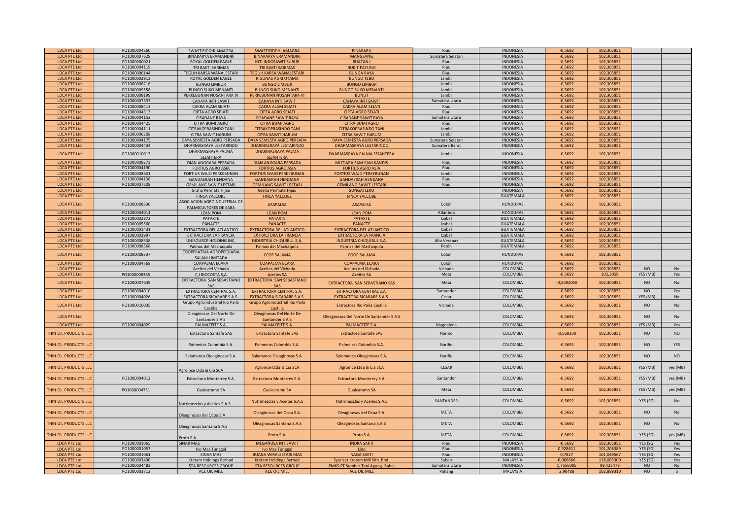| | | | | | | | | | | |
|---|---|---|---|---|---|---|---|---|---|---|
| LDCA PTE Ltd | PO1000004360 | SWASTISIDDHI AMAGRA | SWASTISIDDHI AMAGRA | BINABARU | Riau | INDONESIA | -0,5692 | 102,305851 | | |
| LDCA PTE Ltd | PO1000007628 | BINAKARYA ERAMANDIRI | BINAKARYA ERAMANDIRI | MANGSANG | Sumatera Selatan | INDONESIA | -0,5692 | 102,305851 | | |
| LDCA PTE Ltd | PO1000000021 | ROYAL GOLDEN EAGLE | INTI INDOSAWIT SUBUR | BUATAN I | Riau | INDONESIA | -0,5692 | 102,305851 | | |
| LDCA PTE Ltd | PO1000004119 | TRI BAKTI SARIMAS | TRI BAKTI SARIMAS | BUKIT PAYUNG | Riau | INDONESIA | -0,5692 | 102,305851 | | |
| LDCA PTE Ltd | PO1000006144 | TEGUH KARSA WANALESTARI | TEGUH KARSA WANALESTARI | BUNGA RAYA | Riau | INDONESIA | -0,5692 | 102,305851 | | |
| LDCA PTE Ltd | PO1000002913 | ROYAL GOLDEN EAGLE | RIGUNAS AGRI UTAMA | BUNGO TEBO | Jambi | INDONESIA | -0,5692 | 102,305851 | | |
| LDCA PTE Ltd | PO1000008216 | BUNGO LIMBUR | BUNGO LIMBUR | BUNGO LIMBUR | Jambi | INDONESIA | -0,5692 | 102,305851 | | |
| LDCA PTE Ltd | PO1000009558 | BUNGO SUKO MENANTI | BUNGO SUKO MENANTI | BUNGO SUKO MENANTI | Jambi | INDONESIA | -0,5692 | 102,305851 | | |
| LDCA PTE Ltd | PO1000008199 | PERKEBUNAN NUSANTARA VI | PERKEBUNAN NUSANTARA VI | BUNUT | Jambi | INDONESIA | -0,5692 | 102,305851 | | |
| LDCA PTE Ltd | PO1000007537 | CAHAYA INTI SAWIT | CAHAYA INTI SAWIT | CAHAYA INTI SAWIT | Sumatera Utara | INDONESIA | -0,5692 | 102,305851 | | |
| LDCA PTE Ltd | PO1000008412 | CAKRA ALAM SEJATI | CAKRA ALAM SEJATI | CAKRA ALAM SEJATI | Riau | INDONESIA | -0,5692 | 102,305851 | | |
| LDCA PTE Ltd | PO1000004313 | CIPTA AGRO SEJATI | CIPTA AGRO SEJATI | CIPTA AGRO SEJATI | Riau | INDONESIA | -0,5692 | 102,305851 | | |
| LDCA PTE Ltd | PO1000004153 | CISADANE RAYA | CISADANE SAWIT RAYA | CISADANE SAWIT RAYA | Sumatera Utara | INDONESIA | -0,5692 | 102,305851 | | |
| LDCA PTE Ltd | PO1000004425 | CITRA BUMI AGRO | CITRA BUMI AGRO | CITRA BUMI AGRO | Riau | INDONESIA | -0,5692 | 102,305851 | | |
| LDCA PTE Ltd | PO1000004111 | CITRAKOPRASINDO TANI | CITRAKOPRASINDO TANI | CITRAKOPRASINDO TANI | Jambi | INDONESIA | -0,5692 | 102,305851 | | |
| LDCA PTE Ltd | PO1000006208 | CITRA SAWIT HARUM | CITRA SAWIT HARUM | CITRA SAWIT HARUM | Jambi | INDONESIA | -0,5692 | 102,305851 | | |
| LDCA PTE Ltd | PO1000004175 | DAYA SEMESTA AGRO PERSADA | DAYA SEMESTA AGRO PERSADA | DAYA SEMESTA AGRO PERSADA | Sumatera Selatan | INDONESIA | -0,5692 | 102,305851 | | |
| LDCA PTE Ltd | PO1000004434 | DHARMASRAYA LESTARINDO | DHARMASRAYA LESTARINDO | DHARMASRAYA LESTARINDO | Sumatera Barat | INDONESIA | -0,5692 | 102,305851 | | |
| LDCA PTE Ltd | PO1000010013 | DHARMASRAYA PALMA SEJAHTERA | DHARMASRAYA PALMA SEJAHTERA | DHARMASRAYA PALMA SEJAHTERA | Jambi | INDONESIA | -0,5692 | 102,305851 | | |
| LDCA PTE Ltd | PO1000008273 | DIAN ANGGARA PERSADA | DIAN ANGGARA PERSADA | MUTIARA SAM-SAM KANDIS | Riau | INDONESIA | -0,5692 | 102,305851 | | |
| LDCA PTE Ltd | PO1000004190 | FORTIUS AGRO ASIA | FORTIUS AGRO ASIA | FORTIUS AGRO ASIA | Riau | INDONESIA | -0,5692 | 102,305851 | | |
| LDCA PTE Ltd | PO1000008601 | FORTIUS WAJO PERKEBUNAN | FORTIUS WAJO PERKEBUNAN | FORTIUS WAJO PERKEBUNAN | Jambi | INDONESIA | -0,5692 | 102,305851 | | |
| LDCA PTE Ltd | PO1000004138 | GANDAERAH HENDANA | GANDAERAH HENDANA | GANDAERAH HENDANA | Riau | INDONESIA | -0,5692 | 102,305851 | | |
| LDCA PTE Ltd | PO1000007508 | GEMILANG SAWIT LESTARI | GEMILANG SAWIT LESTARI | GEMILANG SAWIT LESTARI | Riau | INDONESIA | -0,5692 | 102,305851 | | |
| LDCA PTE Ltd | | Graha Permata Hijau | Graha Permata Hijau | SUNGAI LEKO | | INDONESIA | -0,5692 | 102,305851 | | |
| LDCA PTE Ltd | | FINCA YALCOBE | FINCA YALCOBE | FINCA YALCOBE | | GUATEMALA | -0,5692 | 102,305851 | | |
| LDCA PTE Ltd | PO1000008336 | ASOCIACION AGROINDUSTRIAL DE PALMICULTORES DE SABA | ASAPALSA | ASAPALSA | Colón | HONDURAS | -0,5692 | 102,305851 | | |
| LDCA PTE Ltd | PO1000004011 | LEAN POM | LEAN POM | LEAN POM | Atlántida | HONDURAS | -0,5692 | 102,305851 | | |
| LDCA PTE Ltd | PO1000002872 | PATAXTE | PATAXTE | PATAXTE | Izabal | GUATEMALA | -0,5692 | 102,305851 | | |
| LDCA PTE Ltd | PO1000005560 | PANACTE | PANACTE | PANACTE | Izabal | GUATEMALA | -0,5692 | 102,305851 | | |
| LDCA PTE Ltd | PO1000001431 | EXTRACTORA DEL ATLANTICO | EXTRACTORA DEL ATLANTICO | EXTRACTORA DEL ATLANTICO | Izabal | GUATEMALA | -0,5692 | 102,305851 | | |
| LDCA PTE Ltd | PO1000003997 | EXTRACTORA LA FRANCIA | EXTRACTORA LA FRANCIA | EXTRACTORA LA FRANCIA | Izabal | GUATEMALA | -0,5692 | 102,305851 | | |
| LDCA PTE Ltd | PO1000008338 | UNISOURCE HOLDING INC, | INDUSTRIA CHIQUIBUL S,A, | INDUSTRIA CHIQUIBUL S,A, | Alta Verapaz | GUATEMALA | -0,5692 | 102,305851 | | |
| LDCA PTE Ltd | PO1000008568 | Palmas del Machaquila | Palmas del Machaquila | Palmas del Machaquila | Petén | GUATEMALA | -0,5692 | 102,305851 | | |
| LDCA PTE Ltd | PO1000008337 | COOPERATIVA AGROPECUARIA SALAM LIMITADA | CCOP SALAMA | COOP SALAMA | Colón | HONDURAS | -0,5692 | 102,305851 | | |
| LDCA PTE Ltd | PO1000004768 | COAPALMA ECARA | COAPALMA ECARA | COAPALMA ECARA | Colón | HONDURAS | -0,5692 | 102,305851 | | |
| LDCA PTE Ltd | | Aceites del Vichada | Aceites del Vichada | Aceites del Vichada | Vichada | COLOMBIA | -0,5692 | 102,305851 | NO | No |
| LDCA PTE Ltd | PO1000008385 | C,I BIOCOSTA S,A | Aceites SA | Aceites SA | Meta | COLOMBIA | -0,5692 | 102,3059 | YES (MB) | Yes |
| LDCA PTE Ltd | PO1000007639 | EXTRACTORA SAN SEBASTIANO SAS | EXTRACTORA SAN SEBASTIANO SAS | EXTRACTORA SAN SEBASTIANO SAS | Meta | COLOMBIA | -0,5692000 | 102,305851 | NO | No |
| LDCA PTE Ltd | PO1000004010 | EXTRACTORA CENTRAL S.A. | EXTRACTORA CENTRAL S.A. | EXTRACTORA CENTRAL S.A. | Santander | COLOMBIA | -0,5692 | 102,305851 | NO | Yes |
| LDCA PTE Ltd | PO1000004026 | EXTRACTORA SICARARE S.A.S. | EXTRACTORA SICARARE S.A.S. | EXTRACTORA SICARARE S.A.S. | Cesar | COLOMBIA | -0,5692 | 102,305851 | YES (MB) | No |
| LDCA PTE Ltd | PO1000010035 | Grupo Agroindustrial Rio Paila Castilla | Grupo Agroindustrial Rio Paila Castilla | Extractora Rio Paila Castilla | Vichada | COLOMBIA | -0,5692 | 102,305851 | NO | No |
| LDCA PTE Ltd | | Oleaginosas Del Norte De Santander S A S | Oleaginosas Del Norte De Santander S A S | Oleaginosas Del Norte De Santander S A S | | COLOMBIA | -0,5692 | 102,305851 | NO | No |
| LDCA PTE Ltd | PO1000004029 | PALMACEITE S.A. | PALMACEITE S.A. | PALMACEITE S.A. | Magdalena | COLOMBIA | -0,5692 | 102,305851 | YES (MB) | Yes |
| THIN OIL PRODUCTS LLC | | Extractora Santafe SAS | Extractora Santafe SAS | Extractora Santafe SAS | Nariño | COLOMBIA | -0,569200 | 102,305851 | NO | NO |
| THIN OIL PRODUCTS LLC | | Palmeiras Colombia S.A. | Palmeiras Colombia S.A. | Palmeiras Colombia S.A. | Nariño | COLOMBIA | -0,5692 | 102,305851 | NO | YES |
| THIN OIL PRODUCTS LLC | | Salamanca Oleaginosas S.A. | Salamanca Oleaginosas S.A. | Salamanca Oleaginosas S.A. | Nariño | COLOMBIA | -0,5692 | 102,305851 | NO | NO |
| THIN OIL PRODUCTS LLC | | Agroince Ltda & Cia SCA | Agroince Ltda & Cia SCA | Agroince Ltda & Cia SCA | CESAR | COLOMBIA | -0,5692 | 102,305851 | YES (MB) | yes (MB) |
| THIN OIL PRODUCTS LLC | PO1000004012 | Extractora Monterrey S.A. | Extractora Monterrey S.A. | Extractora Monterrey S.A. | Santander | COLOMBIA | -0,5692 | 102,305851 | YES (MB) | yes (MB) |
| THIN OIL PRODUCTS LLC | PO1000004751 | Guaicaramo SA | Guaicaramo SA | Guaicaramo SA | Meta | COLOMBIA | -0,5692 | 102,305851 | YES (MB) | yes (MB) |
| THIN OIL PRODUCTS LLC | | Nutrimezclas y Aceites S.A.S | Nutrimezclas y Aceites S.A.S | Nutrimezclas y Aceites S.A.S | SANTANDER | COLOMBIA | -0,5692 | 102,305851 | YES (SG) | No |
| THIN OIL PRODUCTS LLC | | Oleaginosas del Ocoa S.A. | Oleaginosas del Ocoa S.A. | Oleaginosas del Ocoa S.A. | META | COLOMBIA | -0,5692 | 102,305851 | NO | No |
| THIN OIL PRODUCTS LLC | | Oleaginosas Santana S.A.S | Oleaginosas Santana S.A.S | Oleaginosas Santana S.A.S | META | COLOMBIA | -0,5692 | 102,305851 | NO | No |
| THIN OIL PRODUCTS LLC | | Proto S.A. | Proto S.A. | Proto S.A. | META | COLOMBIA | -0,5692 | 102,305851 | YES (SG) | yes (MB) |
| LDCA PTE Ltd | PO1000001065 | SINAR MAS | MEGANUSA INTISAWIT | INDRA SAKTI | Riau | INDONESIA | -0,5692 | 102,305851 | YES (SG) | Yes |
| LDCA PTE Ltd | PO1000001057 | Ivo Mas Tunggal | Ivo Mas Tunggal | Libo | Riau | INDONESIA | 0,928611 | 101,206389 | YES (SG) | Yes |
| LDCA PTE Ltd | PO1000001061 | SINAR MAS | BUANA WIRALESTARI MAS | NAGA SAKTI | Riau | INDONESIA | 0,7827 | 101,049567 | YES (SG) | Yes |
| LDCA PTE Ltd | PO1000003496 | Kretam Holdings Berhad | Kretam Holdings Berhad | Syarikat Kretam Mill Sdn. Bhd. | Sabah | MALAYSIA | 6,066666 | 118,083300 | YES (SG) | Yes |
| LDCA PTE Ltd | PO1000004483 | STA RESOURCES GROUP | STA RESOURCES GROUP | PMKS PT Sumber Tani Agung- Bahal | Sumatera Utara | INDONESIA | 1,7556085 | 99,425478 | NO | No |
| LDCA PTE Ltd | PO1000003712 | ACE OIL MILL | ACE OIL MILL | ACE OIL MILL | Pahang | MALAYSIA | 2,90488 | 102,889310 | NO | o |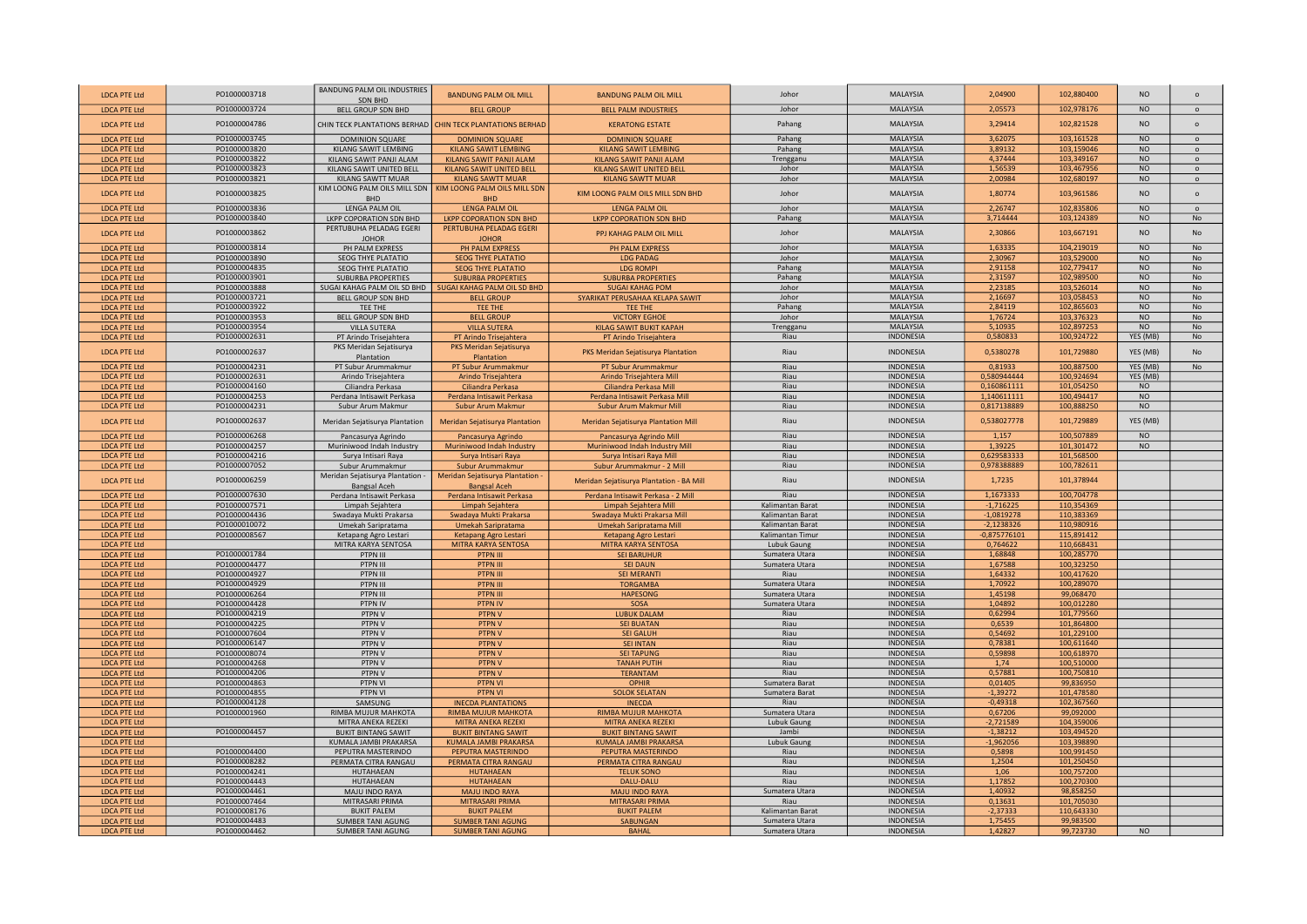| LDCA PTE Ltd | PO1000003718 | BANDUNG PALM OIL INDUSTRIES SDN BHD | BANDUNG PALM OIL MILL | BANDUNG PALM OIL MILL | Johor | MALAYSIA | 2,04900 | 102,880400 | NO | o |
|---|---|---|---|---|---|---|---|---|---|---|
| LDCA PTE Ltd | PO1000003724 | BELL GROUP SDN BHD | BELL GROUP | BELL PALM INDUSTRIES | Johor | MALAYSIA | 2,05573 | 102,978176 | NO | o |
| LDCA PTE Ltd | PO1000004786 | CHIN TECK PLANTATIONS BERHAD | CHIN TECK PLANTATIONS BERHAD | KERATONG ESTATE | Pahang | MALAYSIA | 3,29414 | 102,821528 | NO | o |
| LDCA PTE Ltd | PO1000003745 | DOMINION SQUARE | DOMINION SQUARE | DOMINION SQUARE | Pahang | MALAYSIA | 3,62075 | 103,161528 | NO | o |
| LDCA PTE Ltd | PO1000003820 | KILANG SAWIT LEMBING | KILANG SAWIT LEMBING | KILANG SAWIT LEMBING | Pahang | MALAYSIA | 3,89132 | 103,159046 | NO | o |
| LDCA PTE Ltd | PO1000003822 | KILANG SAWIT PANJI ALAM | KILANG SAWIT PANJI ALAM | KILANG SAWIT PANJI ALAM | Trengganu | MALAYSIA | 4,37444 | 103,349167 | NO | o |
| LDCA PTE Ltd | PO1000003823 | KILANG SAWIT UNITED BELL | KILANG SAWIT UNITED BELL | KILANG SAWIT UNITED BELL | Johor | MALAYSIA | 1,56539 | 103,467956 | NO | o |
| LDCA PTE Ltd | PO1000003821 | KILANG SAWTT MUAR | KILANG SAWTT MUAR | KILANG SAWTT MUAR | Johor | MALAYSIA | 2,00984 | 102,680197 | NO | o |
| LDCA PTE Ltd | PO1000003825 | KIM LOONG PALM OILS MILL SDN BHD | KIM LOONG PALM OILS MILL SDN BHD | KIM LOONG PALM OILS MILL SDN BHD | Johor | MALAYSIA | 1,80774 | 103,961586 | NO | o |
| LDCA PTE Ltd | PO1000003836 | LENGA PALM OIL | LENGA PALM OIL | LENGA PALM OIL | Johor | MALAYSIA | 2,26747 | 102,835806 | NO | o |
| LDCA PTE Ltd | PO1000003840 | LKPP COPORATION SDN BHD | LKPP COPORATION SDN BHD | LKPP COPORATION SDN BHD | Pahang | MALAYSIA | 3,714444 | 103,124389 | NO | No |
| LDCA PTE Ltd | PO1000003862 | PERTUBUHA PELADAG EGERI JOHOR | PERTUBUHA PELADAG EGERI JOHOR | PPJ KAHAG PALM OIL MILL | Johor | MALAYSIA | 2,30866 | 103,667191 | NO | No |
| LDCA PTE Ltd | PO1000003814 | PH PALM EXPRESS | PH PALM EXPRESS | PH PALM EXPRESS | Johor | MALAYSIA | 1,63335 | 104,219019 | NO | No |
| LDCA PTE Ltd | PO1000003890 | SEOG THYE PLATATIO | SEOG THYE PLATATIO | LDG PADAG | Johor | MALAYSIA | 2,30967 | 103,529000 | NO | No |
| LDCA PTE Ltd | PO1000004835 | SEOG THYE PLATATIO | SEOG THYE PLATATIO | LDG ROMPI | Pahang | MALAYSIA | 2,91158 | 102,779417 | NO | No |
| LDCA PTE Ltd | PO1000003901 | SUBURBA PROPERTIES | SUBURBA PROPERTIES | SUBURBA PROPERTIES | Pahang | MALAYSIA | 2,31597 | 102,989500 | NO | No |
| LDCA PTE Ltd | PO1000003888 | SUGAI KAHAG PALM OIL SD BHD | SUGAI KAHAG PALM OIL SD BHD | SUGAI KAHAG POM | Johor | MALAYSIA | 2,23185 | 103,526014 | NO | No |
| LDCA PTE Ltd | PO1000003721 | BELL GROUP SDN BHD | BELL GROUP | SYARIKAT PERUSAHAA KELAPA SAWIT | Johor | MALAYSIA | 2,16697 | 103,058453 | NO | No |
| LDCA PTE Ltd | PO1000003922 | TEE THE | TEE THE | TEE THE | Pahang | MALAYSIA | 2,84119 | 102,865603 | NO | No |
| LDCA PTE Ltd | PO1000003953 | BELL GROUP SDN BHD | BELL GROUP | VICTORY EGHOE | Johor | MALAYSIA | 1,76724 | 103,376323 | NO | No |
| LDCA PTE Ltd | PO1000003954 | VILLA SUTERA | VILLA SUTERA | KILAG SAWIT BUKIT KAPAH | Trengganu | MALAYSIA | 5,10935 | 102,897253 | NO | No |
| LDCA PTE Ltd | PO1000002631 | PT Arindo Trisejahtera | PT Arindo Trisejahtera | PT Arindo Trisejahtera | Riau | INDONESIA | 0,580833 | 100,924722 | YES (MB) | No |
| LDCA PTE Ltd | PO1000002637 | PKS Meridan Sejatisurya Plantation | PKS Meridan Sejatisurya Plantation | PKS Meridan Sejatisurya Plantation | Riau | INDONESIA | 0,5380278 | 101,729880 | YES (MB) | No |
| LDCA PTE Ltd | PO1000004231 | PT Subur Arummakmur | PT Subur Arummakmur | PT Subur Arummakmur | Riau | INDONESIA | 0,81933 | 100,887500 | YES (MB) | No |
| LDCA PTE Ltd | PO1000002631 | Arindo Trisejahtera | Arindo Trisejahtera | Arindo Trisejahtera Mill | Riau | INDONESIA | 0,580944444 | 100,924694 | YES (MB) | |
| LDCA PTE Ltd | PO1000004160 | Ciliandra Perkasa | Ciliandra Perkasa | Ciliandra Perkasa Mill | Riau | INDONESIA | 0,160861111 | 101,054250 | NO | |
| LDCA PTE Ltd | PO1000004253 | Perdana Intisawit Perkasa | Perdana Intisawit Perkasa | Perdana Intisawit Perkasa Mill | Riau | INDONESIA | 1,140611111 | 100,494417 | NO | |
| LDCA PTE Ltd | PO1000004231 | Subur Arum Makmur | Subur Arum Makmur | Subur Arum Makmur Mill | Riau | INDONESIA | 0,817138889 | 100,888250 | NO | |
| LDCA PTE Ltd | PO1000002637 | Meridan Sejatisurya Plantation | Meridan Sejatisurya Plantation | Meridan Sejatisurya Plantation Mill | Riau | INDONESIA | 0,538027778 | 101,729889 | YES (MB) | |
| LDCA PTE Ltd | PO1000006268 | Pancasurya Agrindo | Pancasurya Agrindo | Pancasurya Agrindo Mill | Riau | INDONESIA | 1,157 | 100,507889 | NO | |
| LDCA PTE Ltd | PO1000004257 | Muriniwood Indah Industry | Muriniwood Indah Industry | Muriniwood Indah Industry Mill | Riau | INDONESIA | 1,39225 | 101,301472 | NO | |
| LDCA PTE Ltd | PO1000004216 | Surya Intisari Raya | Surya Intisari Raya | Surya Intisari Raya Mill | Riau | INDONESIA | 0,629583333 | 101,568500 | | |
| LDCA PTE Ltd | PO1000007052 | Subur Arummakmur | Subur Arummakmur | Subur Arummakmur - 2 Mill | Riau | INDONESIA | 0,978388889 | 100,782611 | | |
| LDCA PTE Ltd | PO1000006259 | Meridan Sejatisurya Plantation - Bangsal Aceh | Meridan Sejatisurya Plantation - Bangsal Aceh | Meridan Sejatisurya Plantation - BA Mill | Riau | INDONESIA | 1,7235 | 101,378944 | | |
| LDCA PTE Ltd | PO1000007630 | Perdana Intisawit Perkasa | Perdana Intisawit Perkasa | Perdana Intisawit Perkasa - 2 Mill | Riau | INDONESIA | 1,1673333 | 100,704778 | | |
| LDCA PTE Ltd | PO1000007571 | Limpah Sejahtera | Limpah Sejahtera | Limpah Sejahtera Mill | Kalimantan Barat | INDONESIA | -1,716225 | 110,354369 | | |
| LDCA PTE Ltd | PO1000004436 | Swadaya Mukti Prakarsa | Swadaya Mukti Prakarsa | Swadaya Mukti Prakarsa Mill | Kalimantan Barat | INDONESIA | -1,0819278 | 110,383369 | | |
| LDCA PTE Ltd | PO1000010072 | Umekah Saripratama | Umekah Saripratama | Umekah Saripratama Mill | Kalimantan Barat | INDONESIA | -2,1238326 | 110,980916 | | |
| LDCA PTE Ltd | PO1000008567 | Ketapang Agro Lestari | Ketapang Agro Lestari | Ketapang Agro Lestari | Kalimantan Timur | INDONESIA | -0,875776101 | 115,891412 | | |
| LDCA PTE Ltd | | MITRA KARYA SENTOSA | MITRA KARYA SENTOSA | MITRA KARYA SENTOSA | Lubuk Gaung | INDONESIA | 0,764622 | 110,668431 | | |
| LDCA PTE Ltd | PO1000001784 | PTPN III | PTPN III | SEI BARUHUR | Sumatera Utara | INDONESIA | 1,68848 | 100,285770 | | |
| LDCA PTE Ltd | PO1000004477 | PTPN III | PTPN III | SEI DAUN | Sumatera Utara | INDONESIA | 1,67588 | 100,323250 | | |
| LDCA PTE Ltd | PO1000004927 | PTPN III | PTPN III | SEI MERANTI | Riau | INDONESIA | 1,64332 | 100,417620 | | |
| LDCA PTE Ltd | PO1000004929 | PTPN III | PTPN III | TORGAMBA | Sumatera Utara | INDONESIA | 1,70922 | 100,289070 | | |
| LDCA PTE Ltd | PO1000006264 | PTPN III | PTPN III | HAPESONG | Sumatera Utara | INDONESIA | 1,45198 | 99,068470 | | |
| LDCA PTE Ltd | PO1000004428 | PTPN IV | PTPN IV | SOSA | Sumatera Utara | INDONESIA | 1,04892 | 100,012280 | | |
| LDCA PTE Ltd | PO1000004219 | PTPN V | PTPN V | LUBUK DALAM | Riau | INDONESIA | 0,62994 | 101,779560 | | |
| LDCA PTE Ltd | PO1000004225 | PTPN V | PTPN V | SEI BUATAN | Riau | INDONESIA | 0,6539 | 101,864800 | | |
| LDCA PTE Ltd | PO1000007604 | PTPN V | PTPN V | SEI GALUH | Riau | INDONESIA | 0,54692 | 101,229100 | | |
| LDCA PTE Ltd | PO1000006147 | PTPN V | PTPN V | SEI INTAN | Riau | INDONESIA | 0,78381 | 100,611640 | | |
| LDCA PTE Ltd | PO1000008074 | PTPN V | PTPN V | SEI TAPUNG | Riau | INDONESIA | 0,59898 | 100,618970 | | |
| LDCA PTE Ltd | PO1000004268 | PTPN V | PTPN V | TANAH PUTIH | Riau | INDONESIA | 1,74 | 100,510000 | | |
| LDCA PTE Ltd | PO1000004206 | PTPN V | PTPN V | TERANTAM | Riau | INDONESIA | 0,57881 | 100,750810 | | |
| LDCA PTE Ltd | PO1000004863 | PTPN VI | PTPN VI | OPHIR | Sumatera Barat | INDONESIA | 0,01405 | 99,836950 | | |
| LDCA PTE Ltd | PO1000004855 | PTPN VI | PTPN VI | SOLOK SELATAN | Sumatera Barat | INDONESIA | -1,39272 | 101,478580 | | |
| LDCA PTE Ltd | PO1000004128 | SAMSUNG | INECDA PLANTATIONS | INECDA | Riau | INDONESIA | -0,49318 | 102,367560 | | |
| LDCA PTE Ltd | PO1000001960 | RIMBA MUJUR MAHKOTA | RIMBA MUJUR MAHKOTA | RIMBA MUJUR MAHKOTA | Sumatera Utara | INDONESIA | 0,67206 | 99,092000 | | |
| LDCA PTE Ltd | | MITRA ANEKA REZEKI | MITRA ANEKA REZEKI | MITRA ANEKA REZEKI | Lubuk Gaung | INDONESIA | -2,721589 | 104,359006 | | |
| LDCA PTE Ltd | PO1000004457 | BUKIT BINTANG SAWIT | BUKIT BINTANG SAWIT | BUKIT BINTANG SAWIT | Jambi | INDONESIA | -1,38212 | 103,494520 | | |
| LDCA PTE Ltd | | KUMALA JAMBI PRAKARSA | KUMALA JAMBI PRAKARSA | KUMALA JAMBI PRAKARSA | Lubuk Gaung | INDONESIA | -1,962056 | 103,398890 | | |
| LDCA PTE Ltd | PO1000004400 | PEPUTRA MASTERINDO | PEPUTRA MASTERINDO | PEPUTRA MASTERINDO | Riau | INDONESIA | 0,5898 | 100,991450 | | |
| LDCA PTE Ltd | PO1000008282 | PERMATA CITRA RANGAU | PERMATA CITRA RANGAU | PERMATA CITRA RANGAU | Riau | INDONESIA | 1,2504 | 101,250450 | | |
| LDCA PTE Ltd | PO1000004241 | HUTAHAEAN | HUTAHAEAN | TELUK SONO | Riau | INDONESIA | 1,06 | 100,757200 | | |
| LDCA PTE Ltd | PO1000004443 | HUTAHAEAN | HUTAHAEAN | DALU-DALU | Riau | INDONESIA | 1,17852 | 100,270300 | | |
| LDCA PTE Ltd | PO1000004461 | MAJU INDO RAYA | MAJU INDO RAYA | MAJU INDO RAYA | Sumatera Utara | INDONESIA | 1,40932 | 98,858250 | | |
| LDCA PTE Ltd | PO1000007464 | MITRASARI PRIMA | MITRASARI PRIMA | MITRASARI PRIMA | Riau | INDONESIA | 0,13631 | 101,705030 | | |
| LDCA PTE Ltd | PO1000008176 | BUKIT PALEM | BUKIT PALEM | BUKIT PALEM | Kalimantan Barat | INDONESIA | -2,37333 | 110,643330 | | |
| LDCA PTE Ltd | PO1000004483 | SUMBER TANI AGUNG | SUMBER TANI AGUNG | SABUNGAN | Sumatera Utara | INDONESIA | 1,75455 | 99,983500 | | |
| LDCA PTE Ltd | PO1000004462 | SUMBER TANI AGUNG | SUMBER TANI AGUNG | BAHAL | Sumatera Utara | INDONESIA | 1,42827 | 99,723730 | NO | |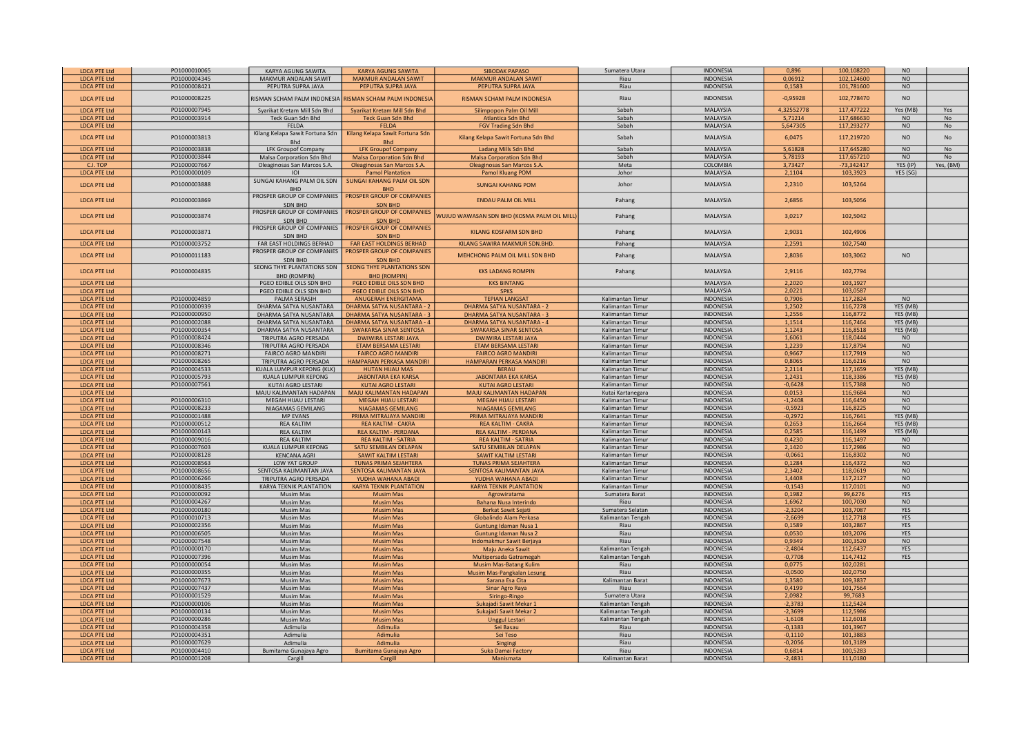| LDCA PTE Ltd | PO1000010065 | KARYA AGUNG SAWITA | KARYA AGUNG SAWITA | SIBODAK PAPASO | Sumatera Utara | INDONESIA | 0,896 | 100,108220 | NO | |
|---|---|---|---|---|---|---|---|---|---|---|
| LDCA PTE Ltd | PO1000004345 | MAKMUR ANDALAN SAWIT | MAKMUR ANDALAN SAWIT | MAKMUR ANDALAN SAWIT | Riau | INDONESIA | 0,06912 | 102,124600 | NO | |
| LDCA PTE Ltd | PO1000008421 | PEPUTRA SUPRA JAYA | PEPUTRA SUPRA JAYA | PEPUTRA SUPRA JAYA | Riau | INDONESIA | 0,1583 | 101,781600 | NO | |
| LDCA PTE Ltd | PO1000008225 | RISMAN SCHAM PALM INDONESIA | RISMAN SCHAM PALM INDONESIA | RISMAN SCHAM PALM INDONESIA | Riau | INDONESIA | -0,95928 | 102,778470 | NO | |
| LDCA PTE Ltd | PO1000007945 | Syarikat Kretam Mill Sdn Bhd | Syarikat Kretam Mill Sdn Bhd | Silimpopon Palm Oil Mill | Sabah | MALAYSIA | 4,32552778 | 117,477222 | Yes (MB) | Yes |
| LDCA PTE Ltd | PO1000003914 | Teck Guan Sdn Bhd | Teck Guan Sdn Bhd | Atlantica Sdn Bhd | Sabah | MALAYSIA | 5,71214 | 117,686630 | NO | No |
| LDCA PTE Ltd | | FELDA | FELDA | FGV Trading Sdn Bhd | Sabah | MALAYSIA | 5,647305 | 117,293277 | NO | No |
| LDCA PTE Ltd | PO1000003813 | Kilang Kelapa Sawit Fortuna Sdn Bhd | Kilang Kelapa Sawit Fortuna Sdn Bhd | Kilang Kelapa Sawit Fortuna Sdn Bhd | Sabah | MALAYSIA | 6,0475 | 117,219720 | NO | No |
| LDCA PTE Ltd | PO1000003838 | LFK Groupof Company | LFK Groupof Company | Ladang Mills Sdn Bhd | Sabah | MALAYSIA | 5,61828 | 117,645280 | NO | No |
| LDCA PTE Ltd | PO1000003844 | Malsa Corporation Sdn Bhd | Malsa Corporation Sdn Bhd | Malsa Corporation Sdn Bhd | Sabah | MALAYSIA | 5,78193 | 117,657210 | NO | No |
| C.I. TOP | PO1000007667 | Oleaginosas San Marcos S.A. | Oleaginosas San Marcos S.A. | Oleaginosas San Marcos S.A. | Meta | COLOMBIA | 3,73427 | -73,342417 | YES (IP) | Yes, (BM) |
| LDCA PTE Ltd | PO1000000109 | IOI | Pamol Plantation | Pamol Kluang POM | Johor | MALAYSIA | 2,1104 | 103,3923 | YES (SG) | |
| LDCA PTE Ltd | PO1000003888 | SUNGAI KAHANG PALM OIL SDN BHD | SUNGAI KAHANG PALM OIL SDN BHD | SUNGAI KAHANG POM | Johor | MALAYSIA | 2,2310 | 103,5264 | | |
| LDCA PTE Ltd | PO1000003869 | PROSPER GROUP OF COMPANIES SDN BHD | PROSPER GROUP OF COMPANIES SDN BHD | ENDAU PALM OIL MILL | Pahang | MALAYSIA | 2,6856 | 103,5056 | | |
| LDCA PTE Ltd | PO1000003874 | PROSPER GROUP OF COMPANIES SDN BHD | PROSPER GROUP OF COMPANIES SDN BHD | WUJUD WAWASAN SDN BHD (KOSMA PALM OIL MILL) | Pahang | MALAYSIA | 3,0217 | 102,5042 | | |
| LDCA PTE Ltd | PO1000003871 | PROSPER GROUP OF COMPANIES SDN BHD | PROSPER GROUP OF COMPANIES SDN BHD | KILANG KOSFARM SDN BHD | Pahang | MALAYSIA | 2,9031 | 102,4906 | | |
| LDCA PTE Ltd | PO1000003752 | FAR EAST HOLDINGS BERHAD | FAR EAST HOLDINGS BERHAD | KILANG SAWIRA MAKMUR SDN.BHD. | Pahang | MALAYSIA | 2,2591 | 102,7540 | | |
| LDCA PTE Ltd | PO1000011183 | PROSPER GROUP OF COMPANIES SDN BHD | PROSPER GROUP OF COMPANIES SDN BHD | MEHCHONG PALM OIL MILL SDN BHD | Pahang | MALAYSIA | 2,8036 | 103,3062 | NO | |
| LDCA PTE Ltd | PO1000004835 | SEONG THYE PLANTATIONS SDN BHD (ROMPIN) | SEONG THYE PLANTATIONS SDN BHD (ROMPIN) | KKS LADANG ROMPIN | Pahang | MALAYSIA | 2,9116 | 102,7794 | | |
| LDCA PTE Ltd | | PGEO EDIBLE OILS SDN BHD | PGEO EDIBLE OILS SDN BHD | KKS BINTANG | | MALAYSIA | 2,2020 | 103,1927 | | |
| LDCA PTE Ltd | | PGEO EDIBLE OILS SDN BHD | PGEO EDIBLE OILS SDN BHD | SPKS | | MALAYSIA | 2,0221 | 103,0587 | | |
| LDCA PTE Ltd | PO1000004859 | PALMA SERASIH | ANUGERAH ENERGITAMA | TEPIAN LANGSAT | Kalimantan Timur | INDONESIA | 0,7906 | 117,2824 | NO | |
| LDCA PTE Ltd | PO1000000939 | DHARMA SATYA NUSANTARA | DHARMA SATYA NUSANTARA - 2 | DHARMA SATYA NUSANTARA - 2 | Kalimantan Timur | INDONESIA | 1,2502 | 116,7278 | YES (MB) | |
| LDCA PTE Ltd | PO1000000950 | DHARMA SATYA NUSANTARA | DHARMA SATYA NUSANTARA - 3 | DHARMA SATYA NUSANTARA - 3 | Kalimantan Timur | INDONESIA | 1,2556 | 116,8772 | YES (MB) | |
| LDCA PTE Ltd | PO1000002088 | DHARMA SATYA NUSANTARA | DHARMA SATYA NUSANTARA - 4 | DHARMA SATYA NUSANTARA - 4 | Kalimantan Timur | INDONESIA | 1,1514 | 116,7464 | YES (MB) | |
| LDCA PTE Ltd | PO1000000354 | DHARMA SATYA NUSANTARA | SWAKARSA SINAR SENTOSA | SWAKARSA SINAR SENTOSA | Kalimantan Timur | INDONESIA | 1,1243 | 116,8518 | YES (MB) | |
| LDCA PTE Ltd | PO1000008424 | TRIPUTRA AGRO PERSADA | DWIWIRA LESTARI JAYA | DWIWIRA LESTARI JAYA | Kalimantan Timur | INDONESIA | 1,6061 | 118,0444 | NO | |
| LDCA PTE Ltd | PO1000008346 | TRIPUTRA AGRO PERSADA | ETAM BERSAMA LESTARI | ETAM BERSAMA LESTARI | Kalimantan Timur | INDONESIA | 1,2239 | 117,8794 | NO | |
| LDCA PTE Ltd | PO1000008271 | FAIRCO AGRO MANDIRI | FAIRCO AGRO MANDIRI | FAIRCO AGRO MANDIRI | Kalimantan Timur | INDONESIA | 0,9667 | 117,7919 | NO | |
| LDCA PTE Ltd | PO1000008265 | TRIPUTRA AGRO PERSADA | HAMPARAN PERKASA MANDIRI | HAMPARAN PERKASA MANDIRI | Kalimantan Timur | INDONESIA | 0,8065 | 116,6216 | NO | |
| LDCA PTE Ltd | PO1000004533 | KUALA LUMPUR KEPONG (KLK) | HUTAN HIJAU MAS | BERAU | Kalimantan Timur | INDONESIA | 2,2114 | 117,1659 | YES (MB) | |
| LDCA PTE Ltd | PO1000005793 | KUALA LUMPUR KEPONG | JABONTARA EKA KARSA | JABONTARA EKA KARSA | Kalimantan Timur | INDONESIA | 1,2431 | 118,3386 | YES (MB) | |
| LDCA PTE Ltd | PO1000007561 | KUTAI AGRO LESTARI | KUTAI AGRO LESTARI | KUTAI AGRO LESTARI | Kalimantan Timur | INDONESIA | -0,6428 | 115,7388 | NO | |
| LDCA PTE Ltd | | MAJU KALIMANTAN HADAPAN | MAJU KALIMANTAN HADAPAN | MAJU KALIMANTAN HADAPAN | Kutai Kartanegara | INDONESIA | 0,0153 | 116,9684 | NO | |
| LDCA PTE Ltd | PO1000006310 | MEGAH HIJAU LESTARI | MEGAH HIJAU LESTARI | MEGAH HIJAU LESTARI | Kalimantan Timur | INDONESIA | -1,2408 | 116,6450 | NO | |
| LDCA PTE Ltd | PO1000008233 | NIAGAMAS GEMILANG | NIAGAMAS GEMILANG | NIAGAMAS GEMILANG | Kalimantan Timur | INDONESIA | -0,5923 | 116,8225 | NO | |
| LDCA PTE Ltd | PO1000001488 | MP EVANS | PRIMA MITRAJAYA MANDIRI | PRIMA MITRAJAYA MANDIRI | Kalimantan Timur | INDONESIA | -0,2972 | 116,7641 | YES (MB) | |
| LDCA PTE Ltd | PO1000000512 | REA KALTIM | REA KALTIM - CAKRA | REA KALTIM - CAKRA | Kalimantan Timur | INDONESIA | 0,2653 | 116,2664 | YES (MB) | |
| LDCA PTE Ltd | PO1000000143 | REA KALTIM | REA KALTIM - PERDANA | REA KALTIM - PERDANA | Kalimantan Timur | INDONESIA | 0,2585 | 116,1499 | YES (MB) | |
| LDCA PTE Ltd | PO1000009016 | REA KALTIM | REA KALTIM - SATRIA | REA KALTIM - SATRIA | Kalimantan Timur | INDONESIA | 0,4230 | 116,1497 | NO | |
| LDCA PTE Ltd | PO1000007603 | KUALA LUMPUR KEPONG | SATU SEMBILAN DELAPAN | SATU SEMBILAN DELAPAN | Kalimantan Timur | INDONESIA | 2,1420 | 117,2986 | NO | |
| LDCA PTE Ltd | PO1000008128 | KENCANA AGRI | SAWIT KALTIM LESTARI | SAWIT KALTIM LESTARI | Kalimantan Timur | INDONESIA | -0,0661 | 116,8302 | NO | |
| LDCA PTE Ltd | PO1000008563 | LOW YAT GROUP | TUNAS PRIMA SEJAHTERA | TUNAS PRIMA SEJAHTERA | Kalimantan Timur | INDONESIA | 0,1284 | 116,4372 | NO | |
| LDCA PTE Ltd | PO1000008656 | SENTOSA KALIMANTAN JAYA | SENTOSA KALIMANTAN JAYA | SENTOSA KALIMANTAN JAYA | Kalimantan Timur | INDONESIA | 2,3402 | 118,0619 | NO | |
| LDCA PTE Ltd | PO1000006266 | TRIPUTRA AGRO PERSADA | YUDHA WAHANA ABADI | YUDHA WAHANA ABADI | Kalimantan Timur | INDONESIA | 1,4408 | 117,2127 | NO | |
| LDCA PTE Ltd | PO1000008435 | KARYA TEKNIK PLANTATION | KARYA TEKNIK PLANTATION | KARYA TEKNIK PLANTATION | Kalimantan Timur | INDONESIA | -0,1543 | 117,0101 | NO | |
| LDCA PTE Ltd | PO1000000092 | Musim Mas | Musim Mas | Agrowiratama | Sumatera Barat | INDONESIA | 0,1982 | 99,6276 | YES | |
| LDCA PTE Ltd | PO1000004267 | Musim Mas | Musim Mas | Bahana Nusa Interindo | Riau | INDONESIA | 1,6962 | 100,7030 | NO | |
| LDCA PTE Ltd | PO1000000180 | Musim Mas | Musim Mas | Berkat Sawit Sejati | Sumatera Selatan | INDONESIA | -3,3204 | 103,7087 | YES | |
| LDCA PTE Ltd | PO1000010713 | Musim Mas | Musim Mas | Globalindo Alam Perkasa | Kalimantan Tengah | INDONESIA | -2,6699 | 112,7718 | YES | |
| LDCA PTE Ltd | PO1000002356 | Musim Mas | Musim Mas | Guntung Idaman Nusa 1 | Riau | INDONESIA | 0,1589 | 103,2867 | YES | |
| LDCA PTE Ltd | PO1000006505 | Musim Mas | Musim Mas | Guntung Idaman Nusa 2 | Riau | INDONESIA | 0,0530 | 103,2076 | YES | |
| LDCA PTE Ltd | PO1000007548 | Musim Mas | Musim Mas | Indomakmur Sawit Berjaya | Riau | INDONESIA | 0,9349 | 100,3520 | NO | |
| LDCA PTE Ltd | PO1000000170 | Musim Mas | Musim Mas | Maju Aneka Sawit | Kalimantan Tengah | INDONESIA | -2,4804 | 112,6437 | YES | |
| LDCA PTE Ltd | PO1000007396 | Musim Mas | Musim Mas | Multipersada Gatramegah | Kalimantan Tengah | INDONESIA | -0,7708 | 114,7412 | YES | |
| LDCA PTE Ltd | PO1000000054 | Musim Mas | Musim Mas | Musim Mas-Batang Kulim | Riau | INDONESIA | 0,0775 | 102,0281 | | |
| LDCA PTE Ltd | PO1000000355 | Musim Mas | Musim Mas | Musim Mas-Pangkalan Lesung | Riau | INDONESIA | -0,0500 | 102,0750 | | |
| LDCA PTE Ltd | PO1000007673 | Musim Mas | Musim Mas | Sarana Esa Cita | Kalimantan Barat | INDONESIA | 1,3580 | 109,3837 | | |
| LDCA PTE Ltd | PO1000007437 | Musim Mas | Musim Mas | Sinar Agro Raya | Riau | INDONESIA | 0,4199 | 101,7564 | | |
| LDCA PTE Ltd | PO1000001529 | Musim Mas | Musim Mas | Siringo-Ringo | Sumatera Utara | INDONESIA | 2,0982 | 99,7683 | | |
| LDCA PTE Ltd | PO1000000106 | Musim Mas | Musim Mas | Sukajadi Sawit Mekar 1 | Kalimantan Tengah | INDONESIA | -2,3783 | 112,5424 | | |
| LDCA PTE Ltd | PO1000000134 | Musim Mas | Musim Mas | Sukajadi Sawit Mekar 2 | Kalimantan Tengah | INDONESIA | -2,3699 | 112,5986 | | |
| LDCA PTE Ltd | PO1000000286 | Musim Mas | Musim Mas | Unggul Lestari | Kalimantan Tengah | INDONESIA | -1,6108 | 112,6018 | | |
| LDCA PTE Ltd | PO1000004358 | Adimulia | Adimulia | Sei Basau | Riau | INDONESIA | -0,1383 | 101,3967 | | |
| LDCA PTE Ltd | PO1000004351 | Adimulia | Adimulia | Sei Teso | Riau | INDONESIA | -0,1110 | 101,3883 | | |
| LDCA PTE Ltd | PO1000007629 | Adimulia | Adimulia | Singingi | Riau | INDONESIA | -0,2056 | 101,3189 | | |
| LDCA PTE Ltd | PO1000004410 | Bumitama Gunajaya Agro | Bumitama Gunajaya Agro | Suka Damai Factory | Riau | INDONESIA | 0,6814 | 100,5283 | | |
| LDCA PTE Ltd | PO1000001208 | Cargill | Cargill | Manismata | Kalimantan Barat | INDONESIA | -2,4831 | 111,0180 | | |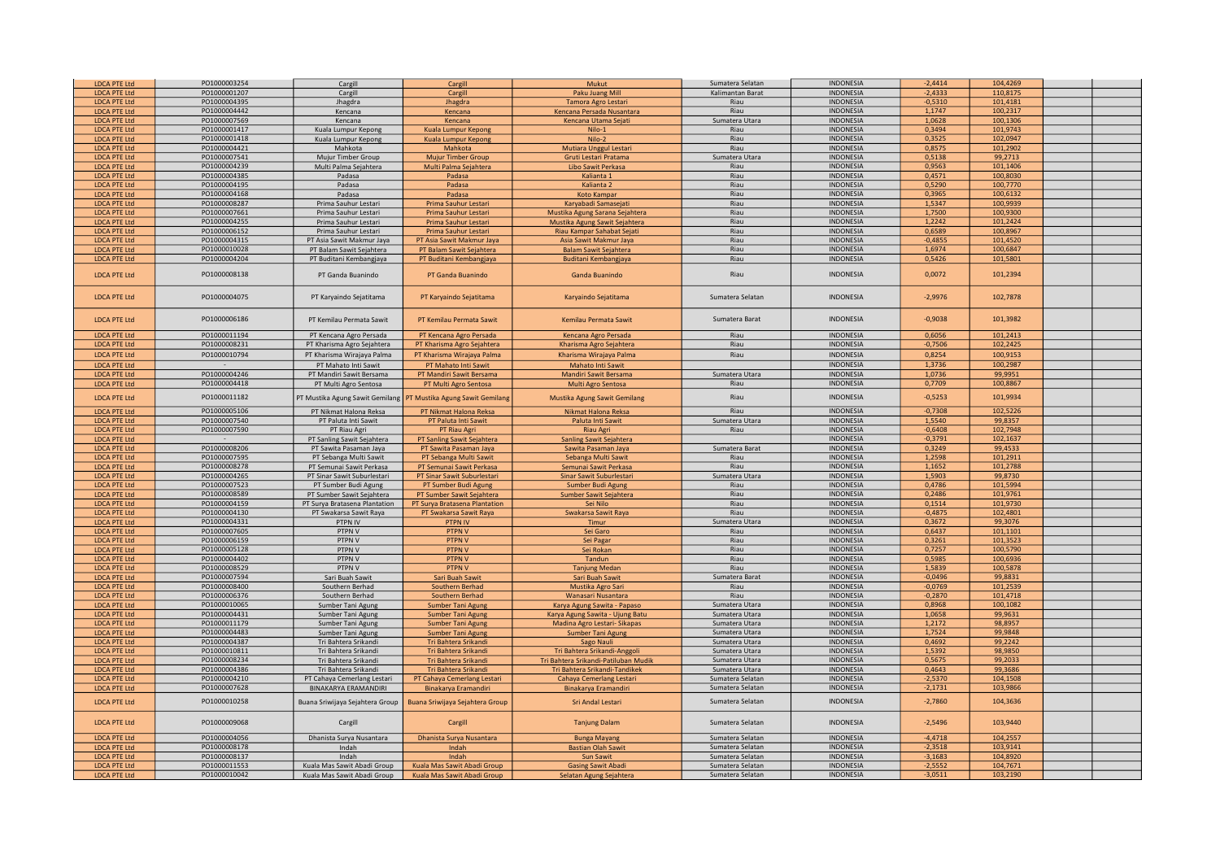| | | | | | | | | | | |
|---|---|---|---|---|---|---|---|---|---|---|
| LDCA PTE Ltd | PO1000003254 | Cargill | Cargill | Mukut | Sumatera Selatan | INDONESIA | -2,4414 | 104,4269 | | |
| LDCA PTE Ltd | PO1000001207 | Cargill | Cargill | Paku Juang Mill | Kalimantan Barat | INDONESIA | -2,4333 | 110,8175 | | |
| LDCA PTE Ltd | PO1000004395 | Jhagdra | Jhagdra | Tamora Agro Lestari | Riau | INDONESIA | -0,5310 | 101,4181 | | |
| LDCA PTE Ltd | PO1000004442 | Kencana | Kencana | Kencana Persada Nusantara | Riau | INDONESIA | 1,1747 | 100,2317 | | |
| LDCA PTE Ltd | PO1000007569 | Kencana | Kencana | Kencana Utama Sejati | Sumatera Utara | INDONESIA | 1,0628 | 100,1306 | | |
| LDCA PTE Ltd | PO1000001417 | Kuala Lumpur Kepong | Kuala Lumpur Kepong | Nilo-1 | Riau | INDONESIA | 0,3494 | 101,9743 | | |
| LDCA PTE Ltd | PO1000001418 | Kuala Lumpur Kepong | Kuala Lumpur Kepong | Nilo-2 | Riau | INDONESIA | 0,3525 | 102,0947 | | |
| LDCA PTE Ltd | PO1000004421 | Mahkota | Mahkota | Mutiara Unggul Lestari | Riau | INDONESIA | 0,8575 | 101,2902 | | |
| LDCA PTE Ltd | PO1000007541 | Mujur Timber Group | Mujur Timber Group | Gruti Lestari Pratama | Sumatera Utara | INDONESIA | 0,5138 | 99,2713 | | |
| LDCA PTE Ltd | PO1000004239 | Multi Palma Sejahtera | Multi Palma Sejahtera | Libo Sawit Perkasa | Riau | INDONESIA | 0,9563 | 101,1406 | | |
| LDCA PTE Ltd | PO1000004385 | Padasa | Padasa | Kalianta 1 | Riau | INDONESIA | 0,4571 | 100,8030 | | |
| LDCA PTE Ltd | PO1000004195 | Padasa | Padasa | Kalianta 2 | Riau | INDONESIA | 0,5290 | 100,7770 | | |
| LDCA PTE Ltd | PO1000004168 | Padasa | Padasa | Koto Kampar | Riau | INDONESIA | 0,3965 | 100,6132 | | |
| LDCA PTE Ltd | PO1000008287 | Prima Sauhur Lestari | Prima Sauhur Lestari | Karyabadi Samasejati | Riau | INDONESIA | 1,5347 | 100,9939 | | |
| LDCA PTE Ltd | PO1000007661 | Prima Sauhur Lestari | Prima Sauhur Lestari | Mustika Agung Sarana Sejahtera | Riau | INDONESIA | 1,7500 | 100,9300 | | |
| LDCA PTE Ltd | PO1000004255 | Prima Sauhur Lestari | Prima Sauhur Lestari | Mustika Agung Sawit Sejahtera | Riau | INDONESIA | 1,2242 | 101,2424 | | |
| LDCA PTE Ltd | PO1000006152 | Prima Sauhur Lestari | Prima Sauhur Lestari | Riau Kampar Sahabat Sejati | Riau | INDONESIA | 0,6589 | 100,8967 | | |
| LDCA PTE Ltd | PO1000004315 | PT Asia Sawit Makmur Jaya | PT Asia Sawit Makmur Jaya | Asia Sawit Makmur Jaya | Riau | INDONESIA | -0,4855 | 101,4520 | | |
| LDCA PTE Ltd | PO1000010028 | PT Balam Sawit Sejahtera | PT Balam Sawit Sejahtera | Balam Sawit Sejahtera | Riau | INDONESIA | 1,6974 | 100,6847 | | |
| LDCA PTE Ltd | PO1000004204 | PT Buditani Kembangjaya | PT Buditani Kembangjaya | Buditani Kembangjaya | Riau | INDONESIA | 0,5426 | 101,5801 | | |
| LDCA PTE Ltd | PO1000008138 | PT Ganda Buanindo | PT Ganda Buanindo | Ganda Buanindo | Riau | INDONESIA | 0,0072 | 101,2394 | | |
| LDCA PTE Ltd | PO1000004075 | PT Karyaindo Sejatitama | PT Karyaindo Sejatitama | Karyaindo Sejatitama | Sumatera Selatan | INDONESIA | -2,9976 | 102,7878 | | |
| LDCA PTE Ltd | PO1000006186 | PT Kemilau Permata Sawit | PT Kemilau Permata Sawit | Kemilau Permata Sawit | Sumatera Barat | INDONESIA | -0,9038 | 101,3982 | | |
| LDCA PTE Ltd | PO1000011194 | PT Kencana Agro Persada | PT Kencana Agro Persada | Kencana Agro Persada | Riau | INDONESIA | 0,6056 | 101,2413 | | |
| LDCA PTE Ltd | PO1000008231 | PT Kharisma Agro Sejahtera | PT Kharisma Agro Sejahtera | Kharisma Agro Sejahtera | Riau | INDONESIA | -0,7506 | 102,2425 | | |
| LDCA PTE Ltd | PO1000010794 | PT Kharisma Wirajaya Palma | PT Kharisma Wirajaya Palma | Kharisma Wirajaya Palma | Riau | INDONESIA | 0,8254 | 100,9153 | | |
| LDCA PTE Ltd | - | PT Mahato Inti Sawit | PT Mahato Inti Sawit | Mahato Inti Sawit | | INDONESIA | 1,3736 | 100,2987 | | |
| LDCA PTE Ltd | PO1000004246 | PT Mandiri Sawit Bersama | PT Mandiri Sawit Bersama | Mandiri Sawit Bersama | Sumatera Utara | INDONESIA | 1,0736 | 99,9951 | | |
| LDCA PTE Ltd | PO1000004418 | PT Multi Agro Sentosa | PT Multi Agro Sentosa | Multi Agro Sentosa | Riau | INDONESIA | 0,7709 | 100,8867 | | |
| LDCA PTE Ltd | PO1000011182 | PT Mustika Agung Sawit Gemilang | PT Mustika Agung Sawit Gemilang | Mustika Agung Sawit Gemilang | Riau | INDONESIA | -0,5253 | 101,9934 | | |
| LDCA PTE Ltd | PO1000005106 | PT Nikmat Halona Reksa | PT Nikmat Halona Reksa | Nikmat Halona Reksa | Riau | INDONESIA | -0,7308 | 102,5226 | | |
| LDCA PTE Ltd | PO1000007540 | PT Paluta Inti Sawit | PT Paluta Inti Sawit | Paluta Inti Sawit | Sumatera Utara | INDONESIA | 1,5540 | 99,8357 | | |
| LDCA PTE Ltd | PO1000007590 | PT Riau Agri | PT Riau Agri | Riau Agri | Riau | INDONESIA | -0,6408 | 102,7948 | | |
| LDCA PTE Ltd | - | PT Sanling Sawit Sejahtera | PT Sanling Sawit Sejahtera | Sanling Sawit Sejahtera | | INDONESIA | -0,3791 | 102,1637 | | |
| LDCA PTE Ltd | PO1000008206 | PT Sawita Pasaman Jaya | PT Sawita Pasaman Jaya | Sawita Pasaman Jaya | Sumatera Barat | INDONESIA | 0,3249 | 99,4533 | | |
| LDCA PTE Ltd | PO1000007595 | PT Sebanga Multi Sawit | PT Sebanga Multi Sawit | Sebanga Multi Sawit | Riau | INDONESIA | 1,2598 | 101,2911 | | |
| LDCA PTE Ltd | PO1000008278 | PT Semunai Sawit Perkasa | PT Semunai Sawit Perkasa | Semunai Sawit Perkasa | Riau | INDONESIA | 1,1652 | 101,2788 | | |
| LDCA PTE Ltd | PO1000004265 | PT Sinar Sawit Suburlestari | PT Sinar Sawit Suburlestari | Sinar Sawit Suburlestari | Sumatera Utara | INDONESIA | 1,5903 | 99,8730 | | |
| LDCA PTE Ltd | PO1000007523 | PT Sumber Budi Agung | PT Sumber Budi Agung | Sumber Budi Agung | Riau | INDONESIA | 0,4786 | 101,5994 | | |
| LDCA PTE Ltd | PO1000008589 | PT Sumber Sawit Sejahtera | PT Sumber Sawit Sejahtera | Sumber Sawit Sejahtera | Riau | INDONESIA | 0,2486 | 101,9761 | | |
| LDCA PTE Ltd | PO1000004159 | PT Surya Bratasena Plantation | PT Surya Bratasena Plantation | Sei Nilo | Riau | INDONESIA | 0,1514 | 101,9730 | | |
| LDCA PTE Ltd | PO1000004130 | PT Swakarsa Sawit Raya | PT Swakarsa Sawit Raya | Swakarsa Sawit Raya | Riau | INDONESIA | -0,4875 | 102,4801 | | |
| LDCA PTE Ltd | PO1000004331 | PTPN IV | PTPN IV | Timur | Sumatera Utara | INDONESIA | 0,3672 | 99,3076 | | |
| LDCA PTE Ltd | PO1000007605 | PTPN V | PTPN V | Sei Garo | Riau | INDONESIA | 0,6437 | 101,1101 | | |
| LDCA PTE Ltd | PO1000006159 | PTPN V | PTPN V | Sei Pagar | Riau | INDONESIA | 0,3261 | 101,3523 | | |
| LDCA PTE Ltd | PO1000005128 | PTPN V | PTPN V | Sei Rokan | Riau | INDONESIA | 0,7257 | 100,5790 | | |
| LDCA PTE Ltd | PO1000004402 | PTPN V | PTPN V | Tandun | Riau | INDONESIA | 0,5985 | 100,6936 | | |
| LDCA PTE Ltd | PO1000008529 | PTPN V | PTPN V | Tanjung Medan | Riau | INDONESIA | 1,5839 | 100,5878 | | |
| LDCA PTE Ltd | PO1000007594 | Sari Buah Sawit | Sari Buah Sawit | Sari Buah Sawit | Sumatera Barat | INDONESIA | -0,0496 | 99,8831 | | |
| LDCA PTE Ltd | PO1000008400 | Southern Berhad | Southern Berhad | Mustika Agro Sari | Riau | INDONESIA | -0,0769 | 101,2539 | | |
| LDCA PTE Ltd | PO1000006376 | Southern Berhad | Southern Berhad | Wanasari Nusantara | Riau | INDONESIA | -0,2870 | 101,4718 | | |
| LDCA PTE Ltd | PO1000010065 | Sumber Tani Agung | Sumber Tani Agung | Karya Agung Sawita - Papaso | Sumatera Utara | INDONESIA | 0,8968 | 100,1082 | | |
| LDCA PTE Ltd | PO1000004431 | Sumber Tani Agung | Sumber Tani Agung | Karya Agung Sawita - Ujung Batu | Sumatera Utara | INDONESIA | 1,0658 | 99,9631 | | |
| LDCA PTE Ltd | PO1000011179 | Sumber Tani Agung | Sumber Tani Agung | Madina Agro Lestari- Sikapas | Sumatera Utara | INDONESIA | 1,2172 | 98,8957 | | |
| LDCA PTE Ltd | PO1000004483 | Sumber Tani Agung | Sumber Tani Agung | Sumber Tani Agung | Sumatera Utara | INDONESIA | 1,7524 | 99,9848 | | |
| LDCA PTE Ltd | PO1000004387 | Tri Bahtera Srikandi | Tri Bahtera Srikandi | Sago Nauli | Sumatera Utara | INDONESIA | 0,4692 | 99,2242 | | |
| LDCA PTE Ltd | PO1000010811 | Tri Bahtera Srikandi | Tri Bahtera Srikandi | Tri Bahtera Srikandi-Anggoli | Sumatera Utara | INDONESIA | 1,5392 | 98,9850 | | |
| LDCA PTE Ltd | PO1000008234 | Tri Bahtera Srikandi | Tri Bahtera Srikandi | Tri Bahtera Srikandi-Patiluban Mudik | Sumatera Utara | INDONESIA | 0,5675 | 99,2033 | | |
| LDCA PTE Ltd | PO1000004386 | Tri Bahtera Srikandi | Tri Bahtera Srikandi | Tri Bahtera Srikandi-Tandikek | Sumatera Utara | INDONESIA | 0,4643 | 99,3686 | | |
| LDCA PTE Ltd | PO1000004210 | PT Cahaya Cemerlang Lestari | PT Cahaya Cemerlang Lestari | Cahaya Cemerlang Lestari | Sumatera Selatan | INDONESIA | -2,5370 | 104,1508 | | |
| LDCA PTE Ltd | PO1000007628 | BINAKARYA ERAMANDIRI | Binakarya Eramandiri | Binakarya Eramandiri | Sumatera Selatan | INDONESIA | -2,1731 | 103,9866 | | |
| LDCA PTE Ltd | PO1000010258 | Buana Sriwijaya Sejahtera Group | Buana Sriwijaya Sejahtera Group | Sri Andal Lestari | Sumatera Selatan | INDONESIA | -2,7860 | 104,3636 | | |
| LDCA PTE Ltd | PO1000009068 | Cargill | Cargill | Tanjung Dalam | Sumatera Selatan | INDONESIA | -2,5496 | 103,9440 | | |
| LDCA PTE Ltd | PO1000004056 | Dhanista Surya Nusantara | Dhanista Surya Nusantara | Bunga Mayang | Sumatera Selatan | INDONESIA | -4,4718 | 104,2557 | | |
| LDCA PTE Ltd | PO1000008178 | Indah | Indah | Bastian Olah Sawit | Sumatera Selatan | INDONESIA | -2,3518 | 103,9141 | | |
| LDCA PTE Ltd | PO1000008137 | Indah | Indah | Sun Sawit | Sumatera Selatan | INDONESIA | -3,1683 | 104,8920 | | |
| LDCA PTE Ltd | PO1000011553 | Kuala Mas Sawit Abadi Group | Kuala Mas Sawit Abadi Group | Gasing Sawit Abadi | Sumatera Selatan | INDONESIA | -2,5552 | 104,7671 | | |
| LDCA PTE Ltd | PO1000010042 | Kuala Mas Sawit Abadi Group | Kuala Mas Sawit Abadi Group | Selatan Agung Sejahtera | Sumatera Selatan | INDONESIA | -3,0511 | 103,2190 | | |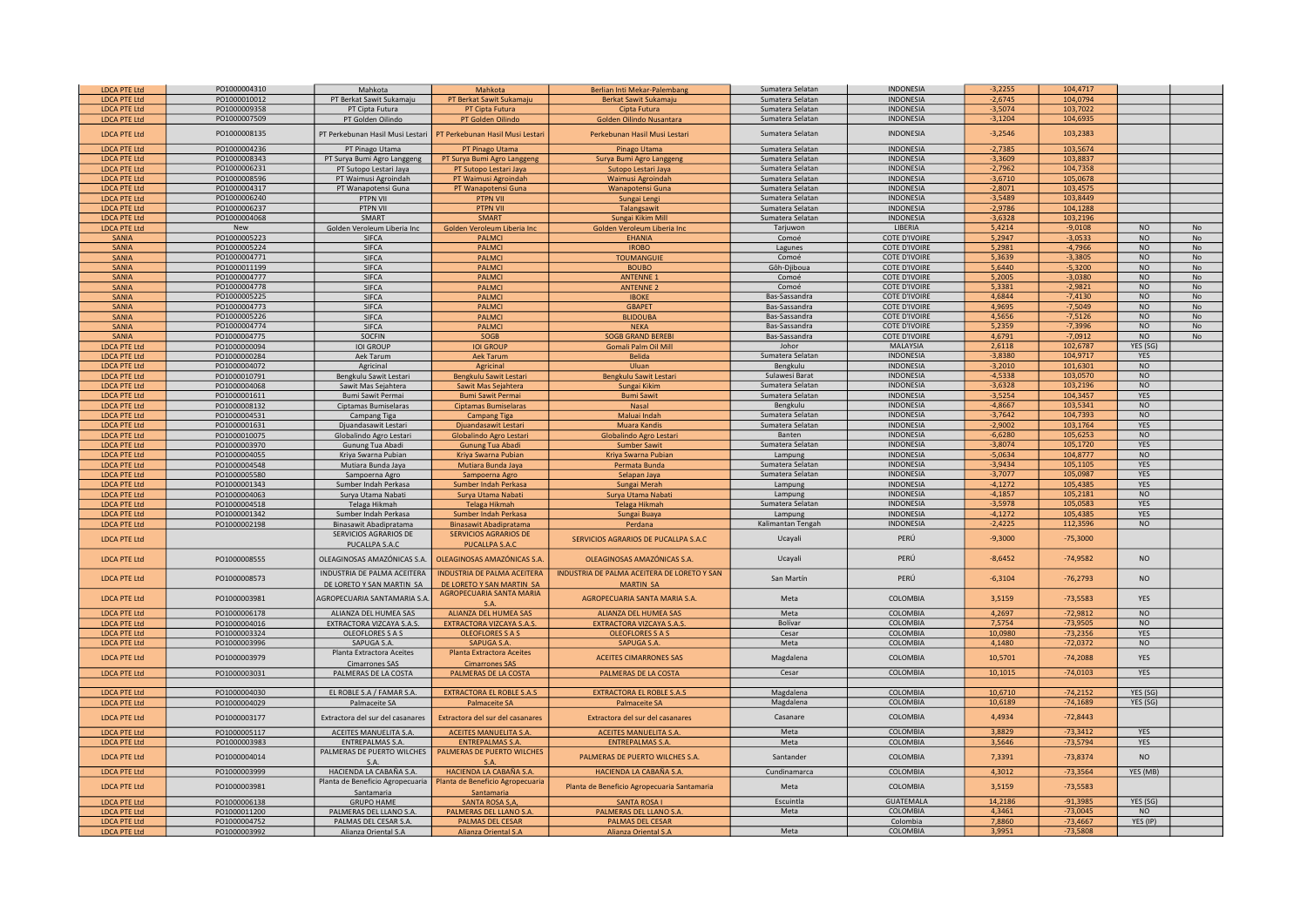| LDCA PTE Ltd | PO1000004310 | Mahkota | Mahkota | Berlian Inti Mekar-Palembang | Sumatera Selatan | INDONESIA | -3,2255 | 104,4717 | | |
|---|---|---|---|---|---|---|---|---|---|---|
| LDCA PTE Ltd | PO1000010012 | PT Berkat Sawit Sukamaju | PT Berkat Sawit Sukamaju | Berkat Sawit Sukamaju | Sumatera Selatan | INDONESIA | -2,6745 | 104,0794 | | |
| LDCA PTE Ltd | PO1000009358 | PT Cipta Futura | PT Cipta Futura | Cipta Futura | Sumatera Selatan | INDONESIA | -3,5074 | 103,7022 | | |
| LDCA PTE Ltd | PO1000007509 | PT Golden Oilindo | PT Golden Oilindo | Golden Oilindo Nusantara | Sumatera Selatan | INDONESIA | -3,1204 | 104,6935 | | |
| LDCA PTE Ltd | PO1000008135 | PT Perkebunan Hasil Musi Lestari | PT Perkebunan Hasil Musi Lestari | Perkebunan Hasil Musi Lestari | Sumatera Selatan | INDONESIA | -3,2546 | 103,2383 | | |
| LDCA PTE Ltd | PO1000004236 | PT Pinago Utama | PT Pinago Utama | Pinago Utama | Sumatera Selatan | INDONESIA | -2,7385 | 103,5674 | | |
| LDCA PTE Ltd | PO1000008343 | PT Surya Bumi Agro Langgeng | PT Surya Bumi Agro Langgeng | Surya Bumi Agro Langgeng | Sumatera Selatan | INDONESIA | -3,3609 | 103,8837 | | |
| LDCA PTE Ltd | PO1000006231 | PT Sutopo Lestari Jaya | PT Sutopo Lestari Jaya | Sutopo Lestari Jaya | Sumatera Selatan | INDONESIA | -2,7962 | 104,7358 | | |
| LDCA PTE Ltd | PO1000008596 | PT Waimusi Agroindah | PT Waimusi Agroindah | Waimusi Agroindah | Sumatera Selatan | INDONESIA | -3,6710 | 105,0678 | | |
| LDCA PTE Ltd | PO1000004317 | PT Wanapotensi Guna | PT Wanapotensi Guna | Wanapotensi Guna | Sumatera Selatan | INDONESIA | -2,8071 | 103,4575 | | |
| LDCA PTE Ltd | PO1000006240 | PTPN VII | PTPN VII | Sungai Lengi | Sumatera Selatan | INDONESIA | -3,5489 | 103,8449 | | |
| LDCA PTE Ltd | PO1000006237 | PTPN VII | PTPN VII | Talangsawit | Sumatera Selatan | INDONESIA | -2,9786 | 104,1288 | | |
| LDCA PTE Ltd | PO1000004068 | SMART | SMART | Sungai Kikim Mill | Sumatera Selatan | INDONESIA | -3,6328 | 103,2196 | | |
| LDCA PTE Ltd | New | Golden Veroleum Liberia Inc | Golden Veroleum Liberia Inc | Golden Veroleum Liberia Inc | Tarjuwon | LIBERIA | 5,4214 | -9,0108 | NO | No |
| SANIA | PO1000005223 | SIFCA | PALMCI | EHANIA | Comoé | COTE D'IVOIRE | 5,2947 | -3,0533 | NO | No |
| SANIA | PO1000005224 | SIFCA | PALMCI | IROBO | Lagunes | COTE D'IVOIRE | 5,2981 | -4,7966 | NO | No |
| SANIA | PO1000004771 | SIFCA | PALMCI | TOUMANGUIE | Comoé | COTE D'IVOIRE | 5,3639 | -3,3805 | NO | No |
| SANIA | PO1000011199 | SIFCA | PALMCI | BOUBO | Gôh-Djiboua | COTE D'IVOIRE | 5,6440 | -5,3200 | NO | No |
| SANIA | PO1000004777 | SIFCA | PALMCI | ANTENNE 1 | Comoé | COTE D'IVOIRE | 5,2005 | -3,0380 | NO | No |
| SANIA | PO1000004778 | SIFCA | PALMCI | ANTENNE 2 | Comoé | COTE D'IVOIRE | 5,3381 | -2,9821 | NO | No |
| SANIA | PO1000005225 | SIFCA | PALMCI | IBOKE | Bas-Sassandra | COTE D'IVOIRE | 4,6844 | -7,4130 | NO | No |
| SANIA | PO1000004773 | SIFCA | PALMCI | GBAPET | Bas-Sassandra | COTE D'IVOIRE | 4,9695 | -7,5049 | NO | No |
| SANIA | PO1000005226 | SIFCA | PALMCI | BLIDOUBA | Bas-Sassandra | COTE D'IVOIRE | 4,5656 | -7,5126 | NO | No |
| SANIA | PO1000004774 | SIFCA | PALMCI | NEKA | Bas-Sassandra | COTE D'IVOIRE | 5,2359 | -7,3996 | NO | No |
| SANIA | PO1000004775 | SOCFIN | SOGB | SOGB GRAND BEREBI | Bas-Sassandra | COTE D'IVOIRE | 4,6791 | -7,0912 | NO | No |
| LDCA PTE Ltd | PO1000000094 | IOI GROUP | IOI GROUP | Gomali Palm Oil Mill | Johor | MALAYSIA | 2,6118 | 102,6787 | YES (SG) | |
| LDCA PTE Ltd | PO1000000284 | Aek Tarum | Aek Tarum | Belida | Sumatera Selatan | INDONESIA | -3,8380 | 104,9717 | YES | |
| LDCA PTE Ltd | PO1000004072 | Agricinal | Agricinal | Uluan | Bengkulu | INDONESIA | -3,2010 | 101,6301 | NO | |
| LDCA PTE Ltd | PO1000010791 | Bengkulu Sawit Lestari | Bengkulu Sawit Lestari | Bengkulu Sawit Lestari | Sulawesi Barat | INDONESIA | -4,5338 | 103,0570 | NO | |
| LDCA PTE Ltd | PO1000004068 | Sawit Mas Sejahtera | Sawit Mas Sejahtera | Sungai Kikim | Sumatera Selatan | INDONESIA | -3,6328 | 103,2196 | NO | |
| LDCA PTE Ltd | PO1000001611 | Bumi Sawit Permai | Bumi Sawit Permai | Bumi Sawit | Sumatera Selatan | INDONESIA | -3,5254 | 104,3457 | YES | |
| LDCA PTE Ltd | PO1000008132 | Ciptamas Bumiselaras | Ciptamas Bumiselaras | Nasal | Bengkulu | INDONESIA | -4,8667 | 103,5341 | NO | |
| LDCA PTE Ltd | PO1000004531 | Campang Tiga | Campang Tiga | Maluai Indah | Sumatera Selatan | INDONESIA | -3,7642 | 104,7393 | NO | |
| LDCA PTE Ltd | PO1000001631 | Djuandasawit Lestari | Djuandasawit Lestari | Muara Kandis | Sumatera Selatan | INDONESIA | -2,9002 | 103,1764 | YES | |
| LDCA PTE Ltd | PO1000010075 | Globalindo Agro Lestari | Globalindo Agro Lestari | Globalindo Agro Lestari | Banten | INDONESIA | -6,6280 | 105,6253 | NO | |
| LDCA PTE Ltd | PO1000003970 | Gunung Tua Abadi | Gunung Tua Abadi | Sumber Sawit | Sumatera Selatan | INDONESIA | -3,8074 | 105,1720 | YES | |
| LDCA PTE Ltd | PO1000004055 | Kriya Swarna Pubian | Kriya Swarna Pubian | Kriya Swarna Pubian | Lampung | INDONESIA | -5,0634 | 104,8777 | NO | |
| LDCA PTE Ltd | PO1000004548 | Mutiara Bunda Jaya | Mutiara Bunda Jaya | Permata Bunda | Sumatera Selatan | INDONESIA | -3,9434 | 105,1105 | YES | |
| LDCA PTE Ltd | PO1000005580 | Sampoerna Agro | Sampoerna Agro | Selapan Jaya | Sumatera Selatan | INDONESIA | -3,7077 | 105,0987 | YES | |
| LDCA PTE Ltd | PO1000001343 | Sumber Indah Perkasa | Sumber Indah Perkasa | Sungai Merah | Lampung | INDONESIA | -4,1272 | 105,4385 | YES | |
| LDCA PTE Ltd | PO1000004063 | Surya Utama Nabati | Surya Utama Nabati | Surya Utama Nabati | Lampung | INDONESIA | -4,1857 | 105,2181 | NO | |
| LDCA PTE Ltd | PO1000004518 | Telaga Hikmah | Telaga Hikmah | Telaga Hikmah | Sumatera Selatan | INDONESIA | -3,5978 | 105,0583 | YES | |
| LDCA PTE Ltd | PO1000001342 | Sumber Indah Perkasa | Sumber Indah Perkasa | Sungai Buaya | Lampung | INDONESIA | -4,1272 | 105,4385 | YES | |
| LDCA PTE Ltd | PO1000002198 | Binasawit Abadipratama | Binasawit Abadipratama | Perdana | Kalimantan Tengah | INDONESIA | -2,4225 | 112,3596 | NO | |
| LDCA PTE Ltd | | SERVICIOS AGRARIOS DE PUCALLPA S.A.C | SERVICIOS AGRARIOS DE PUCALLPA S.A.C | SERVICIOS AGRARIOS DE PUCALLPA S.A.C | Ucayali | PERÚ | -9,3000 | -75,3000 | | |
| LDCA PTE Ltd | PO1000008555 | OLEAGINOSAS AMAZÓNICAS S.A. | OLEAGINOSAS AMAZÓNICAS S.A. | OLEAGINOSAS AMAZÓNICAS S.A. | Ucayali | PERÚ | -8,6452 | -74,9582 | NO | |
| LDCA PTE Ltd | PO1000008573 | INDUSTRIA DE PALMA ACEITERA DE LORETO Y SAN MARTIN SA | INDUSTRIA DE PALMA ACEITERA DE LORETO Y SAN MARTIN SA | INDUSTRIA DE PALMA ACEITERA DE LORETO Y SAN MARTIN SA | San Martín | PERÚ | -6,3104 | -76,2793 | NO | |
| LDCA PTE Ltd | PO1000003981 | AGROPECUARIA SANTAMARIA S.A. | AGROPECUARIA SANTA MARIA S.A. | AGROPECUARIA SANTA MARIA S.A. | Meta | COLOMBIA | 3,5159 | -73,5583 | YES | |
| LDCA PTE Ltd | PO1000006178 | ALIANZA DEL HUMEA SAS | ALIANZA DEL HUMEA SAS | ALIANZA DEL HUMEA SAS | Meta | COLOMBIA | 4,2697 | -72,9812 | NO | |
| LDCA PTE Ltd | PO1000004016 | EXTRACTORA VIZCAYA S.A.S. | EXTRACTORA VIZCAYA S.A.S. | EXTRACTORA VIZCAYA S.A.S. | Bolivar | COLOMBIA | 7,5754 | -73,9505 | NO | |
| LDCA PTE Ltd | PO1000003324 | OLEOFLORES S A S | OLEOFLORES S A S | OLEOFLORES S A S | Cesar | COLOMBIA | 10,0980 | -73,2356 | YES | |
| LDCA PTE Ltd | PO1000003996 | SAPUGA S.A. | SAPUGA S.A. | SAPUGA S.A. | Meta | COLOMBIA | 4,1480 | -72,0372 | NO | |
| LDCA PTE Ltd | PO1000003979 | Planta Extractora Aceites Cimarrones SAS | Planta Extractora Aceites Cimarrones SAS | ACEITES CIMARRONES SAS | Magdalena | COLOMBIA | 10,5701 | -74,2088 | YES | |
| LDCA PTE Ltd | PO1000003031 | PALMERAS DE LA COSTA | PALMERAS DE LA COSTA | PALMERAS DE LA COSTA | Cesar | COLOMBIA | 10,1015 | -74,0103 | YES | |
| LDCA PTE Ltd | PO1000004030 | EL ROBLE S.A / FAMAR S.A. | EXTRACTORA EL ROBLE S.A.S | EXTRACTORA EL ROBLE S.A.S | Magdalena | COLOMBIA | 10,6710 | -74,2152 | YES (SG) | |
| LDCA PTE Ltd | PO1000004029 | Palmaceite SA | Palmaceite SA | Palmaceite SA | Magdalena | COLOMBIA | 10,6189 | -74,1689 | YES (SG) | |
| LDCA PTE Ltd | PO1000003177 | Extractora del sur del casanares | Extractora del sur del casanares | Extractora del sur del casanares | Casanare | COLOMBIA | 4,4934 | -72,8443 | | |
| LDCA PTE Ltd | PO1000005117 | ACEITES MANUELITA S.A. | ACEITES MANUELITA S.A. | ACEITES MANUELITA S.A. | Meta | COLOMBIA | 3,8829 | -73,3412 | YES | |
| LDCA PTE Ltd | PO1000003983 | ENTREPALMAS S.A. | ENTREPALMAS S.A. | ENTREPALMAS S.A. | Meta | COLOMBIA | 3,5646 | -73,5794 | YES | |
| LDCA PTE Ltd | PO1000004014 | PALMERAS DE PUERTO WILCHES S.A. | PALMERAS DE PUERTO WILCHES S.A. | PALMERAS DE PUERTO WILCHES S.A. | Santander | COLOMBIA | 7,3391 | -73,8374 | NO | |
| LDCA PTE Ltd | PO1000003999 | HACIENDA LA CABAÑA S.A. | HACIENDA LA CABAÑA S.A. | HACIENDA LA CABAÑA S.A. | Cundinamarca | COLOMBIA | 4,3012 | -73,3564 | YES (MB) | |
| LDCA PTE Ltd | PO1000003981 | Planta de Beneficio Agropecuaria Santamaria | Planta de Beneficio Agropecuaria Santamaria | Planta de Beneficio Agropecuaria Santamaria | Meta | COLOMBIA | 3,5159 | -73,5583 | | |
| LDCA PTE Ltd | PO1000006138 | GRUPO HAME | SANTA ROSA S,A, | SANTA ROSA I | Escuintla | GUATEMALA | 14,2186 | -91,3985 | YES (SG) | |
| LDCA PTE Ltd | PO1000011200 | PALMERAS DEL LLANO S.A. | PALMERAS DEL LLANO S.A. | PALMERAS DEL LLANO S.A. | Meta | COLOMBIA | 4,3461 | -73,0045 | NO | |
| LDCA PTE Ltd | PO1000004752 | PALMAS DEL CESAR S.A. | PALMAS DEL CESAR | PALMAS DEL CESAR | | Colombia | 7,8860 | -73,4667 | YES (IP) | |
| LDCA PTE Ltd | PO1000003992 | Alianza Oriental S.A | Alianza Oriental S.A | Alianza Oriental S.A | Meta | COLOMBIA | 3,9951 | -73,5808 | | |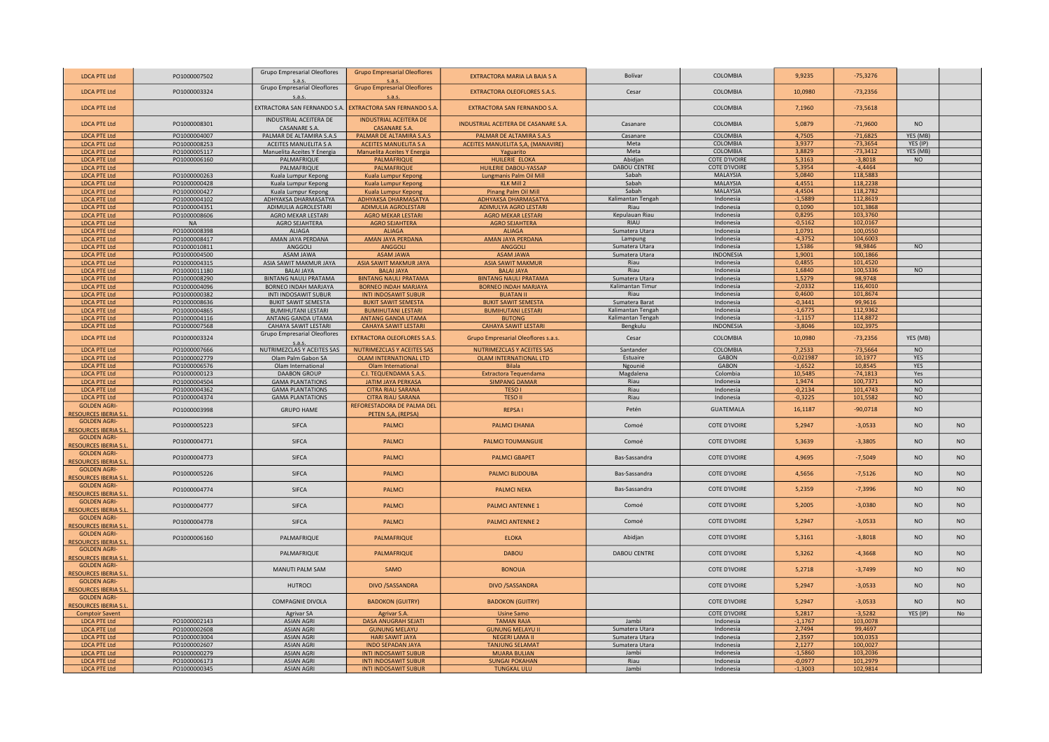| | | | | | | | | | | |
|---|---|---|---|---|---|---|---|---|---|---|
| LDCA PTE Ltd | PO1000007502 | Grupo Empresarial Oleoflores s.a.s. | Grupo Empresarial Oleoflores s.a.s. | EXTRACTORA MARIA LA BAJA S A | Bolívar | COLOMBIA | 9,9235 | -75,3276 | | |
| LDCA PTE Ltd | PO1000003324 | Grupo Empresarial Oleoflores s.a.s. | Grupo Empresarial Oleoflores s.a.s. | EXTRACTORA OLEOFLORES S.A.S. | Cesar | COLOMBIA | 10,0980 | -73,2356 | | |
| LDCA PTE Ltd | | EXTRACTORA SAN FERNANDO S.A. | EXTRACTORA SAN FERNANDO S.A. | EXTRACTORA SAN FERNANDO S.A. | | COLOMBIA | 7,1960 | -73,5618 | | |
| LDCA PTE Ltd | PO1000008301 | INDUSTRIAL ACEITERA DE CASANARE S.A. | INDUSTRIAL ACEITERA DE CASANARE S.A. | INDUSTRIAL ACEITERA DE CASANARE S.A. | Casanare | COLOMBIA | 5,0879 | -71,9600 | NO | |
| LDCA PTE Ltd | PO1000004007 | PALMAR DE ALTAMIRA S.A.S | PALMAR DE ALTAMIRA S.A.S | PALMAR DE ALTAMIRA S.A.S | Casanare | COLOMBIA | 4,7505 | -71,6825 | YES (MB) | |
| LDCA PTE Ltd | PO1000008253 | ACEITES MANUELITA S A | ACEITES MANUELITA S A | ACEITES MANUELITA S,A, (MANAVIRE) | Meta | COLOMBIA | 3,9377 | -73,3654 | YES (IP) | |
| LDCA PTE Ltd | PO1000005117 | Manuelita Aceites Y Energia | Manuelita Aceites Y Energia | Yaguarito | Meta | COLOMBIA | 3,8829 | -73,3412 | YES (MB) | |
| LDCA PTE Ltd | PO1000006160 | PALMAFRIQUE | PALMAFRIQUE | HUILERIE ELOKA | Abidjan | COTE D'IVOIRE | 5,3163 | -3,8018 | NO | |
| LDCA PTE Ltd | | PALMAFRIQUE | PALMAFRIQUE | HUILERIE DABOU-YASSAP | DABOU CENTRE | COTE D'IVOIRE | 5,3954 | -4,4464 | | |
| LDCA PTE Ltd | PO1000000263 | Kuala Lumpur Kepong | Kuala Lumpur Kepong | Lungmanis Palm Oil Mill | Sabah | MALAYSIA | 5,0840 | 118,5883 | | |
| LDCA PTE Ltd | PO1000000428 | Kuala Lumpur Kepong | Kuala Lumpur Kepong | KLK Mill 2 | Sabah | MALAYSIA | 4,4551 | 118,2238 | | |
| LDCA PTE Ltd | PO1000000427 | Kuala Lumpur Kepong | Kuala Lumpur Kepong | Pinang Palm Oil Mill | Sabah | MALAYSIA | 4,4504 | 118,2782 | | |
| LDCA PTE Ltd | PO1000004102 | ADHYAKSA DHARMASATYA | ADHYAKSA DHARMASATYA | ADHYAKSA DHARMASATYA | Kalimantan Tengah | Indonesia | -1,5889 | 112,8619 | | |
| LDCA PTE Ltd | PO1000004351 | ADIMULIA AGROLESTARI | ADIMULIA AGROLESTARI | ADIMULYA AGRO LESTARI | Riau | Indonesia | 0,1090 | 101,3868 | | |
| LDCA PTE Ltd | PO1000008606 | AGRO MEKAR LESTARI | AGRO MEKAR LESTARI | AGRO MEKAR LESTARI | Kepulauan Riau | Indonesia | 0,8295 | 103,3760 | | |
| LDCA PTE Ltd | NA | AGRO SEJAHTERA | AGRO SEJAHTERA | AGRO SEJAHTERA | RIAU | Indonesia | -0,5162 | 102,0167 | | |
| LDCA PTE Ltd | PO1000008398 | ALIAGA | ALIAGA | ALIAGA | Sumatera Utara | Indonesia | 1,0791 | 100,0550 | | |
| LDCA PTE Ltd | PO1000008417 | AMAN JAYA PERDANA | AMAN JAYA PERDANA | AMAN JAYA PERDANA | Lampung | Indonesia | -4,3752 | 104,6003 | | |
| LDCA PTE Ltd | PO1000010811 | ANGGOLI | ANGGOLI | ANGGOLI | Sumatera Utara | Indonesia | 1,5386 | 98,9846 | NO | |
| LDCA PTE Ltd | PO1000004500 | ASAM JAWA | ASAM JAWA | ASAM JAWA | Sumatera Utara | INDONESIA | 1,9001 | 100,1866 | | |
| LDCA PTE Ltd | PO1000004315 | ASIA SAWIT MAKMUR JAYA | ASIA SAWIT MAKMUR JAYA | ASIA SAWIT MAKMUR | Riau | Indonesia | 0,4855 | 101,4520 | | |
| LDCA PTE Ltd | PO1000011180 | BALAI JAYA | BALAI JAYA | BALAI JAYA | Riau | Indonesia | 1,6840 | 100,5336 | NO | |
| LDCA PTE Ltd | PO1000008290 | BINTANG NAULI PRATAMA | BINTANG NAULI PRATAMA | BINTANG NAULI PRATAMA | Sumatera Utara | Indonesia | 1,5279 | 98,9748 | | |
| LDCA PTE Ltd | PO1000004096 | BORNEO INDAH MARJAYA | BORNEO INDAH MARJAYA | BORNEO INDAH MARJAYA | Kalimantan Timur | Indonesia | -2,0332 | 116,4010 | | |
| LDCA PTE Ltd | PO1000000382 | INTI INDOSAWIT SUBUR | INTI INDOSAWIT SUBUR | BUATAN II | Riau | Indonesia | 0,4600 | 101,8674 | | |
| LDCA PTE Ltd | PO1000008636 | BUKIT SAWIT SEMESTA | BUKIT SAWIT SEMESTA | BUKIT SAWIT SEMESTA | Sumatera Barat | Indonesia | -0,3441 | 99,9616 | | |
| LDCA PTE Ltd | PO1000004865 | BUMIHUTANI LESTARI | BUMIHUTANI LESTARI | BUMIHUTANI LESTARI | Kalimantan Tengah | Indonesia | -1,6775 | 112,9362 | | |
| LDCA PTE Ltd | PO1000004116 | ANTANG GANDA UTAMA | ANTANG GANDA UTAMA | BUTONG | Kalimantan Tengah | Indonesia | -1,1157 | 114,8872 | | |
| LDCA PTE Ltd | PO1000007568 | CAHAYA SAWIT LESTARI | CAHAYA SAWIT LESTARI | CAHAYA SAWIT LESTARI | Bengkulu | INDONESIA | -3,8046 | 102,3975 | | |
| LDCA PTE Ltd | PO1000003324 | Grupo Empresarial Oleoflores s.a.s. | EXTRACTORA OLEOFLORES S.A.S. | Grupo Empresarial Oleoflores s.a.s. | Cesar | COLOMBIA | 10,0980 | -73,2356 | YES (MB) | |
| LDCA PTE Ltd | PO1000007666 | NUTRIMEZCLAS Y ACEITES SAS | NUTRIMEZCLAS Y ACEITES SAS | NUTRIMEZCLAS Y ACEITES SAS | Santander | COLOMBIA | 7,2533 | -73,5664 | NO | |
| LDCA PTE Ltd | PO1000002779 | Olam Palm Gabon SA | OLAM INTERNATIONAL LTD | OLAM INTERNATIONAL LTD | Estuaire | GABON | -0,021987 | 10,1977 | YES | |
| LDCA PTE Ltd | PO1000006576 | Olam International | Olam International | Bilala | Ngounié | GABON | -1,6522 | 10,8545 | YES | |
| LDCA PTE Ltd | PO1000000123 | DAABON GROUP | C.I. TEQUENDAMA S.A.S. | Extractora Tequendama | Magdalena | Colombia | 10,5485 | -74,1813 | Yes | |
| LDCA PTE Ltd | PO1000004504 | GAMA PLANTATIONS | JATIM JAYA PERKASA | SIMPANG DAMAR | Riau | Indonesia | 1,9474 | 100,7371 | NO | |
| LDCA PTE Ltd | PO1000004362 | GAMA PLANTATIONS | CITRA RIAU SARANA | TESO I | Riau | Indonesia | -0,2134 | 101,4743 | NO | |
| LDCA PTE Ltd | PO1000004374 | GAMA PLANTATIONS | CITRA RIAU SARANA | TESO II | Riau | Indonesia | -0,3225 | 101,5582 | NO | |
| GOLDEN AGRI-RESOURCES IBERIA S.L. | PO1000003998 | GRUPO HAME | REFORESTADORA DE PALMA DEL PETEN S,A, (REPSA) | REPSA I | Petén | GUATEMALA | 16,1187 | -90,0718 | NO | |
| GOLDEN AGRI-RESOURCES IBERIA S.L. | PO1000005223 | SIFCA | PALMCI | PALMCI EHANIA | Comoé | COTE D'IVOIRE | 5,2947 | -3,0533 | NO | NO |
| GOLDEN AGRI-RESOURCES IBERIA S.L. | PO1000004771 | SIFCA | PALMCI | PALMCI TOUMANGUIE | Comoé | COTE D'IVOIRE | 5,3639 | -3,3805 | NO | NO |
| GOLDEN AGRI-RESOURCES IBERIA S.L. | PO1000004773 | SIFCA | PALMCI | PALMCI GBAPET | Bas-Sassandra | COTE D'IVOIRE | 4,9695 | -7,5049 | NO | NO |
| GOLDEN AGRI-RESOURCES IBERIA S.L. | PO1000005226 | SIFCA | PALMCI | PALMCI BLIDOUBA | Bas-Sassandra | COTE D'IVOIRE | 4,5656 | -7,5126 | NO | NO |
| GOLDEN AGRI-RESOURCES IBERIA S.L. | PO1000004774 | SIFCA | PALMCI | PALMCI NEKA | Bas-Sassandra | COTE D'IVOIRE | 5,2359 | -7,3996 | NO | NO |
| GOLDEN AGRI-RESOURCES IBERIA S.L. | PO1000004777 | SIFCA | PALMCI | PALMCI ANTENNE 1 | Comoé | COTE D'IVOIRE | 5,2005 | -3,0380 | NO | NO |
| GOLDEN AGRI-RESOURCES IBERIA S.L. | PO1000004778 | SIFCA | PALMCI | PALMCI ANTENNE 2 | Comoé | COTE D'IVOIRE | 5,2947 | -3,0533 | NO | NO |
| GOLDEN AGRI-RESOURCES IBERIA S.L. | PO1000006160 | PALMAFRIQUE | PALMAFRIQUE | ELOKA | Abidjan | COTE D'IVOIRE | 5,3161 | -3,8018 | NO | NO |
| GOLDEN AGRI-RESOURCES IBERIA S.L. | | PALMAFRIQUE | PALMAFRIQUE | DABOU | DABOU CENTRE | COTE D'IVOIRE | 5,3262 | -4,3668 | NO | NO |
| GOLDEN AGRI-RESOURCES IBERIA S.L. | | MANUTI PALM SAM | SAMO | BONOUA | | COTE D'IVOIRE | 5,2718 | -3,7499 | NO | NO |
| GOLDEN AGRI-RESOURCES IBERIA S.L. | | HUTROCI | DIVO /SASSANDRA | DIVO /SASSANDRA | | COTE D'IVOIRE | 5,2947 | -3,0533 | NO | NO |
| GOLDEN AGRI-RESOURCES IBERIA S.L. | | COMPAGNIE DIVOLA | BADOKON (GUITRY) | BADOKON (GUITRY) | | COTE D'IVOIRE | 5,2947 | -3,0533 | NO | NO |
| Comptoir Savent | | Agrivar SA | Agrivar S.A. | Usine Samo | | COTE D'IVOIRE | 5,2817 | -3,5282 | YES (IP) | No |
| LDCA PTE Ltd | PO1000002143 | ASIAN AGRI | DASA ANUGRAH SEJATI | TAMAN RAJA | Jambi | Indonesia | -1,1767 | 103,0078 | | |
| LDCA PTE Ltd | PO1000002608 | ASIAN AGRI | GUNUNG MELAYU | GUNUNG MELAYU II | Sumatera Utara | Indonesia | 2,7494 | 99,4697 | | |
| LDCA PTE Ltd | PO1000003004 | ASIAN AGRI | HARI SAWIT JAYA | NEGERI LAMA II | Sumatera Utara | Indonesia | 2,3597 | 100,0353 | | |
| LDCA PTE Ltd | PO1000002607 | ASIAN AGRI | INDO SEPADAN JAYA | TANJUNG SELAMAT | Sumatera Utara | Indonesia | 2,1277 | 100,0027 | | |
| LDCA PTE Ltd | PO1000000279 | ASIAN AGRI | INTI INDOSAWIT SUBUR | MUARA BULIAN | Jambi | Indonesia | -1,5860 | 103,2036 | | |
| LDCA PTE Ltd | PO1000006173 | ASIAN AGRI | INTI INDOSAWIT SUBUR | SUNGAI POKAHAN | Riau | Indonesia | -0,0977 | 101,2979 | | |
| LDCA PTE Ltd | PO1000000345 | ASIAN AGRI | INTI INDOSAWIT SUBUR | TUNGKAL ULU | Jambi | Indonesia | -1,3003 | 102,9814 | | |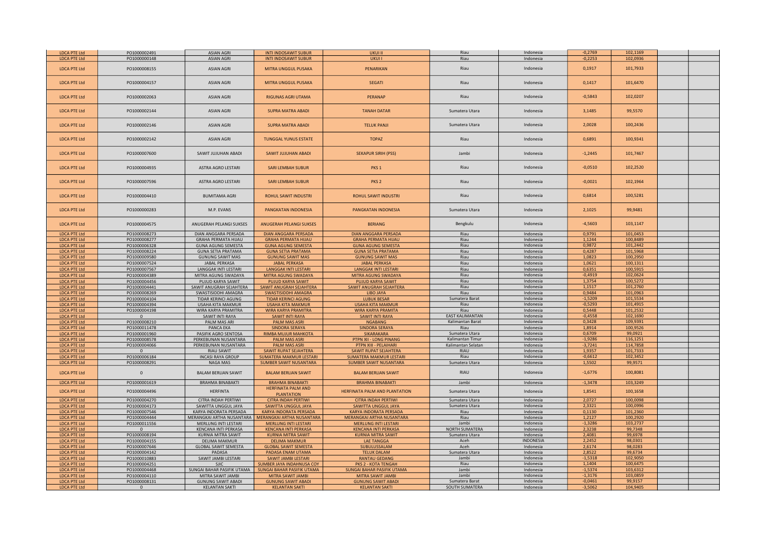| | | | | | | | | | | |
|---|---|---|---|---|---|---|---|---|---|---|
| LDCA PTE Ltd | PO1000002491 | ASIAN AGRI | INTI INDOSAWIT SUBUR | UKUI II | Riau | Indonesia | -0,2769 | 102,1169 | | |
| LDCA PTE Ltd | PO1000000148 | ASIAN AGRI | INTI INDOSAWIT SUBUR | UKUI I | Riau | Indonesia | -0,2253 | 102,0936 | | |
| LDCA PTE Ltd | PO1000008155 | ASIAN AGRI | MITRA UNGGUL PUSAKA | PENARIKAN | Riau | Indonesia | 0,1917 | 101,7933 | | |
| LDCA PTE Ltd | PO1000004157 | ASIAN AGRI | MITRA UNGGUL PUSAKA | SEGATI | Riau | Indonesia | 0,1417 | 101,6470 | | |
| LDCA PTE Ltd | PO1000002063 | ASIAN AGRI | RIGUNAS AGRI UTAMA | PERANAP | Riau | Indonesia | -0,5843 | 102,0207 | | |
| LDCA PTE Ltd | PO1000002144 | ASIAN AGRI | SUPRA MATRA ABADI | TANAH DATAR | Sumatera Utara | Indonesia | 3,1485 | 99,5570 | | |
| LDCA PTE Ltd | PO1000002146 | ASIAN AGRI | SUPRA MATRA ABADI | TELUK PANJI | Sumatera Utara | Indonesia | 2,0028 | 100,2436 | | |
| LDCA PTE Ltd | PO1000002142 | ASIAN AGRI | TUNGGAL YUNUS ESTATE | TOPAZ | Riau | Indonesia | 0,6891 | 100,9341 | | |
| LDCA PTE Ltd | PO1000007600 | SAWIT JUJUHAN ABADI | SAWIT JUJUHAN ABADI | SEKAPUR SIRIH (PSS) | Jambi | Indonesia | -1,2445 | 101,7467 | | |
| LDCA PTE Ltd | PO1000004935 | ASTRA AGRO LESTARI | SARI LEMBAH SUBUR | PKS 1 | Riau | Indonesia | -0,0510 | 102,2520 | | |
| LDCA PTE Ltd | PO1000007596 | ASTRA AGRO LESTARI | SARI LEMBAH SUBUR | PKS 2 | Riau | Indonesia | -0,0021 | 102,1964 | | |
| LDCA PTE Ltd | PO1000004410 | BUMITAMA AGRI | ROHUL SAWIT INDUSTRI | ROHUL SAWIT INDUSTRI | Riau | Indonesia | 0,6814 | 100,5281 | | |
| LDCA PTE Ltd | PO1000000283 | M.P. EVANS | PANGKATAN INDONESIA | PANGKATAN INDONESIA | Sumatera Utara | Indonesia | 2,1025 | 99,9481 | | |
| LDCA PTE Ltd | PO1000004575 | ANUGERAH PELANGI SUKSES | ANUGERAH PELANGI SUKSES | BERIANG | Bengkulu | Indonesia | -4,5603 | 103,1147 | | |
| LDCA PTE Ltd | PO1000008273 | DIAN ANGGARA PERSADA | DIAN ANGGARA PERSADA | DIAN ANGGARA PERSADA | Riau | Indonesia | 0,9791 | 101,0453 | | |
| LDCA PTE Ltd | PO1000008277 | GRAHA PERMATA HIJAU | GRAHA PERMATA HIJAU | GRAHA PERMATA HIJAU | Riau | Indonesia | 1,1244 | 100,8489 | | |
| LDCA PTE Ltd | PO1000006328 | GUNA AGUNG SEMESTA | GUNA AGUNG SEMESTA | GUNA AGUNG SEMESTA | Riau | Indonesia | 0,9872 | 101,2442 | | |
| LDCA PTE Ltd | PO1000008224 | GUNA SETIA PRATAMA | GUNA SETIA PRATAMA | GUNA SETIA PRATAMA | Riau | Indonesia | 0,4287 | 101,5968 | | |
| LDCA PTE Ltd | PO1000009580 | GUNUNG SAWIT MAS | GUNUNG SAWIT MAS | GUNUNG SAWIT MAS | Riau | Indonesia | 1,0823 | 100,2950 | | |
| LDCA PTE Ltd | PO1000007524 | JABAL PERKASA | JABAL PERKASA | JABAL PERKASA | Riau | Indonesia | 1,0621 | 100,1311 | | |
| LDCA PTE Ltd | PO1000007567 | LANGGAK INTI LESTARI | LANGGAK INTI LESTARI | LANGGAK INTI LESTARI | Riau | Indonesia | 0,6351 | 100,5915 | | |
| LDCA PTE Ltd | PO1000004389 | MITRA AGUNG SWADAYA | MITRA AGUNG SWADAYA | MITRA AGUNG SWADAYA | Riau | Indonesia | -0,4919 | 102,0624 | | |
| LDCA PTE Ltd | PO1000004456 | PUJUD KARYA SAWIT | PUJUD KARYA SAWIT | PUJUD KARYA SAWIT | Riau | Indonesia | 1,3754 | 100,5272 | | |
| LDCA PTE Ltd | PO1000004441 | SAWIT ANUGRAH SEJAHTERA | SAWIT ANUGRAH SEJAHTERA | SAWIT ANUGRAH SEJAHTERA | Riau | Indonesia | 1,1517 | 101,2760 | | |
| LDCA PTE Ltd | PO1000008269 | SWASTISIDDHI AMAGRA | SWASTISIDDHI AMAGRA | LIBO JAYA | Riau | Indonesia | 0,9484 | 101,0963 | | |
| LDCA PTE Ltd | PO1000004104 | TIDAR KERINCI AGUNG | TIDAR KERINCI AGUNG | LUBUK BESAR | Sumatera Barat | Indonesia | -1,5209 | 101,5534 | | |
| LDCA PTE Ltd | PO1000004394 | USAHA KITA MAKMUR | USAHA KITA MAKMUR | USAHA KITA MAKMUR | Riau | Indonesia | -0,5293 | 101,4915 | | |
| LDCA PTE Ltd | PO1000004198 | WIRA KARYA PRAMITRA | WIRA KARYA PRAMITRA | WIRA KARYA PRAMITA | Riau | Indonesia | 0,5448 | 101,2532 | | |
| LDCA PTE Ltd | 0 | SAWIT INTI RAYA | SAWIT INTI RAYA | SAWIT INTI RAYA | EAST KALIMANTAN | Indonesia | -0,4558 | 102,1690 | | |
| LDCA PTE Ltd | PO1000008210 | PALM MAS ARI | PALM MAS ASRI | NGABANG | Kalimantan Barat | Indonesia | 0,3428 | 109,9391 | | |
| LDCA PTE Ltd | PO1000011478 | PANCA EKA | SINDORA SERAYA | SINDORA SERAYA | Riau | Indonesia | 1,8914 | 100,9526 | | |
| LDCA PTE Ltd | PO1000001960 | PASIFIK AGRO SENTOSA | RIMBA MUJUR MAHKOTA | SIKARAKARA | Sumatera Utara | Indonesia | 0,6709 | 99,0921 | | |
| LDCA PTE Ltd | PO1000008578 | PERKEBUNAN NUSANTARA | PALM MAS ASRI | PTPN XII - LONG PINANG | Kalimantan Timur | Indonesia | -1,9286 | 116,1251 | | |
| LDCA PTE Ltd | PO1000004066 | PERKEBUNAN NUSANTARA | PALM MAS ASRI | PTPN XIII - PELAIHARI | Kalimantan Selatan | Indonesia | -3,7241 | 114,7858 | | |
| LDCA PTE Ltd | 0 | RIAU SAWIT | SAWIT RUPAT SEJAHTERA | SAWIT RUPAT SEJAHTERA | RIAU | Indonesia | 1,9357 | 101,7333 | | |
| LDCA PTE Ltd | PO1000006184 | INCASI RAYA GROUP | SUMATERA MAKMUR LESTARI | SUMATERA MAKMUR LESTARI | Riau | Indonesia | -0,6612 | 102,3452 | | |
| LDCA PTE Ltd | PO1000008291 | NAGA MAS | SUMBER SAWIT NUSANTARA | SUMBER SAWIT NUSANTARA | Sumatera Utara | Indonesia | 1,5502 | 99,9571 | | |
| LDCA PTE Ltd | 0 | BALAM BERLIAN SAWIT | BALAM BERLIAN SAWIT | BALAM BERLIAN SAWIT | RIAU | Indonesia | -1,6776 | 100,8081 | | |
| LDCA PTE Ltd | PO1000001619 | BRAHMA BINABAKTI | BRAHMA BINABAKTI | BRAHMA BINABAKTI | Jambi | Indonesia | -1,3478 | 103,3249 | | |
| LDCA PTE Ltd | PO1000004496 | HERFINTA | HERFINATA PALM AND PLANTATION | HERFINATA PALM AND PLANTATION | Sumatera Utara | Indonesia | 1,8541 | 100,1658 | | |
| LDCA PTE Ltd | PO1000004270 | CITRA INDAH PERTIWI | CITRA INDAH PERTIWI | CITRA INDAH PERTIWI | Sumatera Utara | Indonesia | 2,0727 | 100,0098 | | |
| LDCA PTE Ltd | PO1000004173 | SAWITTA UNGGUL JAYA | SAWITTA UNGGUL JAYA | SAWITTA UNGGUL JAYA | Sumatera Utara | Indonesia | 2,3321 | 100,0996 | | |
| LDCA PTE Ltd | PO1000007546 | KARYA INDORATA PERSADA | KARYA INDORATA PERSADA | KARYA INDORATA PERSADA | Riau | Indonesia | 0,1130 | 101,2360 | | |
| LDCA PTE Ltd | PO1000004444 | MERANGKAI ARTHA NUSANTARA | MERANGKAI ARTHA NUSANTARA | MERANGKAI ARTHA NUSANTARA | Riau | Indonesia | 1,2127 | 100,2920 | | |
| LDCA PTE Ltd | PO1000011556 | MERLUNG INTI LESTARI | MERLUNG INTI LESTARI | MERLUNG INTI LESTARI | Jambi | Indonesia | -1,3286 | 103,2737 | | |
| LDCA PTE Ltd | 0 | KENCANA INTI PERKASA | KENCANA INTI PERKASA | KENCANA INTI PERKASA | NORTH SUMATERA | Indonesia | 2,3238 | 99,7348 | | |
| LDCA PTE Ltd | PO1000008194 | KURNIA MITRA SAWIT | KURNIA MITRA SAWIT | KURNIA MITRA SAWIT | Sumatera Utara | Indonesia | 2,4081 | 99,6978 | | |
| LDCA PTE Ltd | PO1000004155 | DELIMA MAKMUR | DELIMA MAKMUR | LAE TANGGA | Aceh | INDONESIA | 2,2452 | 98,0301 | | |
| LDCA PTE Ltd | PO1000007646 | GLOBAL SAWIT SEMESTA | GLOBAL SAWIT SEMESTA | SUBULUSSALAM | Aceh | Indonesia | 2,6174 | 98,0283 | | |
| LDCA PTE Ltd | PO1000004142 | PADASA | PADASA ENAM UTAMA | TELUK DALAM | Sumatera Utara | Indonesia | 2,8522 | 99,6734 | | |
| LDCA PTE Ltd | PO1000010883 | SAWIT JAMBI LESTARI | SAWIT JAMBI LESTARI | RANTAU GEDANG | Jambi | Indonesia | -1,5318 | 102,9050 | | |
| LDCA PTE Ltd | PO1000004251 | SJIC | SUMBER JAYA INDAHNUSA COY | PKS 2 - KOTA TENGAH | Riau | Indonesia | 1,1404 | 100,6475 | | |
| LDCA PTE Ltd | PO1000004468 | SUNGAI BAHAR PASIFIK UTAMA | SUNGAI BAHAR PASIFIK UTAMA | SUNGAI BAHAR PASIFIK UTAMA | Jambi | Indonesia | -1,5374 | 103,6312 | | |
| LDCA PTE Ltd | PO1000004110 | MITRA SAWIT JAMBI | MITRA SAWIT JAMBI | MITRA SAWIT JAMBI | Jambi | Indonesia | -1,3176 | 103,0859 | | |
| LDCA PTE Ltd | PO1000008131 | GUNUNG SAWIT ABADI | GUNUNG SAWIT ABADI | GUNUNG SAWIT ABADI | Sumatera Barat | Indonesia | -0,0461 | 99,9157 | | |
| LDCA PTE Ltd | 0 | KELANTAN SAKTI | KELANTAN SAKTI | KELANTAN SAKTI | SOUTH SUMATERA | Indonesia | -3,5062 | 104,9405 | | |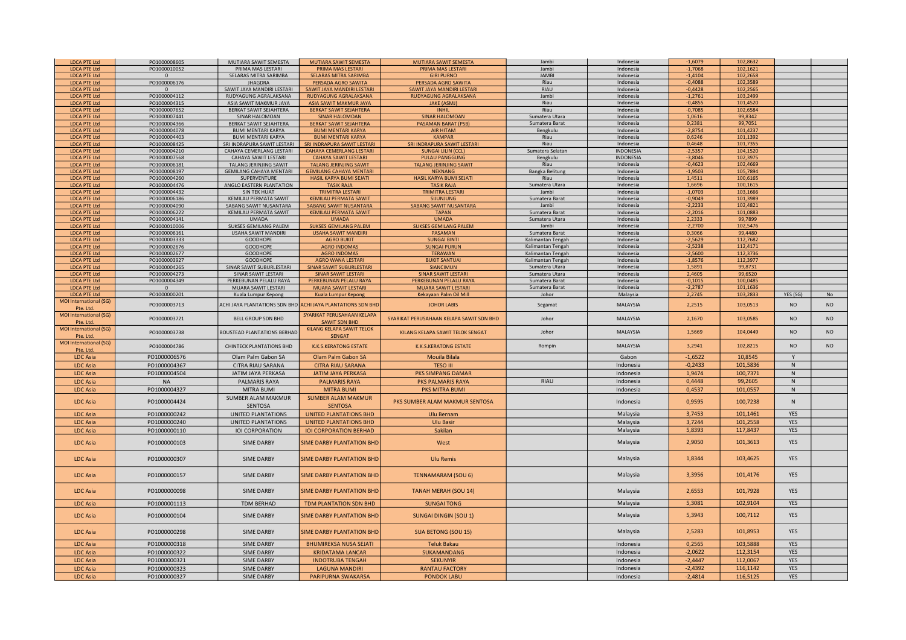| | | | | | | | | | | |
|---|---|---|---|---|---|---|---|---|---|---|
| LDCA PTE Ltd | PO1000008605 | MUTIARA SAWIT SEMESTA | MUTIARA SAWIT SEMESTA | MUTIARA SAWIT SEMESTA | Jambi | Indonesia | -1,6079 | 102,8632 | | |
| LDCA PTE Ltd | PO1000010052 | PRIMA MAS LESTARI | PRIMA MAS LESTARI | PRIMA MAS LESTARI | Jambi | Indonesia | -1,7068 | 102,1621 | | |
| LDCA PTE Ltd | 0 | SELARAS MITRA SARIMBA | SELARAS MITRA SARIMBA | GIRI PURNO | JAMBI | Indonesia | -1,4104 | 102,2658 | | |
| LDCA PTE Ltd | PO1000006176 | JHAGDRA | PERSADA AGRO SAWITA | PERSADA AGRO SAWITA | Riau | Indonesia | -0,4088 | 102,3589 | | |
| LDCA PTE Ltd | 0 | SAWIT JAYA MANDIRI LESTARI | SAWIT JAYA MANDIRI LESTARI | SAWIT JAYA MANDIRI LESTARI | RIAU | Indonesia | -0,4428 | 102,2565 | | |
| LDCA PTE Ltd | PO1000004112 | RUDYAGUNG AGRALAKSANA | RUDYAGUNG AGRALAKSANA | RUDYAGUNG AGRALAKSANA | Jambi | Indonesia | -1,2761 | 103,2499 | | |
| LDCA PTE Ltd | PO1000004315 | ASIA SAWIT MAKMUR JAYA | ASIA SAWIT MAKMUR JAYA | JAKE (ASMJ) | Riau | Indonesia | -0,4855 | 101,4520 | | |
| LDCA PTE Ltd | PO1000007652 | BERKAT SAWIT SEJAHTERA | BERKAT SAWIT SEJAHTERA | INHIL | Riau | Indonesia | -0,7085 | 102,6584 | | |
| LDCA PTE Ltd | PO1000007441 | SINAR HALOMOAN | SINAR HALOMOAN | SINAR HALOMOAN | Sumatera Utara | Indonesia | 1,0616 | 99,8342 | | |
| LDCA PTE Ltd | PO1000004366 | BERKAT SAWIT SEJAHTERA | BERKAT SAWIT SEJAHTERA | PASAMAN BARAT (PSB) | Sumatera Barat | Indonesia | 0,2381 | 99,7051 | | |
| LDCA PTE Ltd | PO1000004078 | BUMI MENTARI KARYA | BUMI MENTARI KARYA | AIR HITAM | Bengkulu | Indonesia | -2,8754 | 101,4237 | | |
| LDCA PTE Ltd | PO1000004403 | BUMI MENTARI KARYA | BUMI MENTARI KARYA | KAMPAR | Riau | Indonesia | 0,6246 | 101,1392 | | |
| LDCA PTE Ltd | PO1000008425 | SRI INDRAPURA SAWIT LESTARI | SRI INDRAPURA SAWIT LESTARI | SRI INDRAPURA SAWIT LESTARI | Riau | Indonesia | 0,4648 | 101,7355 | | |
| LDCA PTE Ltd | PO1000004210 | CAHAYA CEMERLANG LESTARI | CAHAYA CEMERLANG LESTARI | SUNGAI LILIN (CCL) | Sumatera Selatan | INDONESIA | -2,5357 | 104,1520 | | |
| LDCA PTE Ltd | PO1000007568 | CAHAYA SAWIT LESTARI | CAHAYA SAWIT LESTARI | PULAU PANGGUNG | Bengkulu | INDONESIA | -3,8046 | 102,3975 | | |
| LDCA PTE Ltd | PO1000006181 | TALANG JERINJING SAWIT | TALANG JERINJING SAWIT | TALANG JERINJING SAWIT | Riau | Indonesia | -0,4623 | 102,4669 | | |
| LDCA PTE Ltd | PO1000008197 | GEMILANG CAHAYA MENTARI | GEMILANG CAHAYA MENTARI | NEKNANG | Bangka Belitung | Indonesia | -1,9503 | 105,7894 | | |
| LDCA PTE Ltd | PO1000004260 | SUPERVENTURE | HASIL KARYA BUMI SEJATI | HASIL KARYA BUMI SEJATI | Riau | Indonesia | 1,4511 | 100,6165 | | |
| LDCA PTE Ltd | PO1000004476 | ANGLO EASTERN PLANTATION | TASIK RAJA | TASIK RAJA | Sumatera Utara | Indonesia | 1,6696 | 100,1615 | | |
| LDCA PTE Ltd | PO1000004432 | SIN TEK HUAT | TRIMITRA LESTARI | TRIMITRA LESTARI | Jambi | Indonesia | -1,0703 | 103,1666 | | |
| LDCA PTE Ltd | PO1000006186 | KEMILAU PERMATA SAWIT | KEMILAU PERMATA SAWIT | SIJUNJUNG | Sumatera Barat | Indonesia | -0,9049 | 101,3989 | | |
| LDCA PTE Ltd | PO1000004090 | SABANG SAWIT NUSANTARA | SABANG SAWIT NUSANTARA | SABANG SAWIT NUSANTARA | Jambi | Indonesia | -2,2233 | 102,4821 | | |
| LDCA PTE Ltd | PO1000006222 | KEMILAU PERMATA SAWIT | KEMILAU PERMATA SAWIT | TAPAN | Sumatera Barat | Indonesia | -2,2016 | 101,0883 | | |
| LDCA PTE Ltd | PO1000004141 | UMADA | UMADA | UMADA | Sumatera Utara | Indonesia | 2,2333 | 99,7899 | | |
| LDCA PTE Ltd | PO1000010006 | SUKSES GEMILANG PALEM | SUKSES GEMILANG PALEM | SUKSES GEMILANG PALEM | Jambi | Indonesia | -2,2700 | 102,5476 | | |
| LDCA PTE Ltd | PO1000006161 | USAHA SAWIT MANDIRI | USAHA SAWIT MANDIRI | PASAMAN | Sumatera Barat | Indonesia | 0,3066 | 99,4480 | | |
| LDCA PTE Ltd | PO1000003333 | GOODHOPE | AGRO BUKIT | SUNGAI BINTI | Kalimantan Tengah | Indonesia | -2,5629 | 112,7682 | | |
| LDCA PTE Ltd | PO1000002676 | GOODHOPE | AGRO INDOMAS | SUNGAI PURUN | Kalimantan Tengah | Indonesia | -2,5238 | 112,4171 | | |
| LDCA PTE Ltd | PO1000002677 | GOODHOPE | AGRO INDOMAS | TERAWAN | Kalimantan Tengah | Indonesia | -2,5600 | 112,3736 | | |
| LDCA PTE Ltd | PO1000003927 | GOODHOPE | AGRO WANA LESTARI | BUKIT SANTUAI | Kalimantan Tengah | Indonesia | -1,8576 | 112,3977 | | |
| LDCA PTE Ltd | PO1000004265 | SINAR SAWIT SUBURLESTARI | SINAR SAWIT SUBURLESTARI | SIANCIMUN | Sumatera Utara | Indonesia | 1,5891 | 99,8731 | | |
| LDCA PTE Ltd | PO1000004273 | SINAR SAWIT LESTARI | SINAR SAWIT LESTARI | SINAR SAWIT LESTARI | Sumatera Utara | Indonesia | 2,4605 | 99,6520 | | |
| LDCA PTE Ltd | PO1000004349 | PERKEBUNAN PELALU RAYA | PERKEBUNAN PELALU RAYA | PERKEBUNAN PELALU RAYA | Sumatera Barat | Indonesia | -0,1015 | 100,0485 | | |
| LDCA PTE Ltd | 0 | MUARA SAWIT LESTARI | MUARA SAWIT LESTARI | MUARA SAWIT LESTARI | Sumatera Barat | Indonesia | -2,2787 | 101,1636 | | |
| LDCA PTE Ltd | PO1000000201 | Kuala Lumpur Kepong | Kuala Lumpur Kepong | Kekayaan Palm Oil Mill | Johor | Malaysia | 2,2745 | 103,2833 | YES (SG) | No |
| MOI International (SG) Pte. Ltd. | PO1000003713 | ACHI JAYA PLANTATIONS SDN BHD | ACHI JAYA PLANTATIONS SDN BHD | JOHOR LABIS | Segamat | MALAYSIA | 2,2515 | 103,0513 | NO | NO |
| MOI International (SG) Pte. Ltd. | PO1000003721 | BELL GROUP SDN BHD | SYARIKAT PERUSAHAAN KELAPA SAWIT SDN BHD | SYARIKAT PERUSAHAAN KELAPA SAWIT SDN BHD | Johor | MALAYSIA | 2,1670 | 103,0585 | NO | NO |
| MOI International (SG) Pte. Ltd. | PO1000003738 | BOUSTEAD PLANTATIONS BERHAD | KILANG KELAPA SAWIT TELOK SENGAT | KILANG KELAPA SAWIT TELOK SENGAT | Johor | MALAYSIA | 1,5669 | 104,0449 | NO | NO |
| MOI International (SG) Pte. Ltd. | PO1000004786 | CHINTECK PLANTATIONS BHD | K.K.S.KERATONG ESTATE | K.K.S.KERATONG ESTATE | Rompin | MALAYSIA | 3,2941 | 102,8215 | NO | NO |
| LDC Asia | PO1000006576 | Olam Palm Gabon SA | Olam Palm Gabon SA | Mouila Bilala | | Gabon | -1,6522 | 10,8545 | Y | |
| LDC Asia | PO1000004367 | CITRA RIAU SARANA | CITRA RIAU SARANA | TESO III | | Indonesia | -0,2433 | 101,5836 | N | |
| LDC Asia | PO1000004504 | JATIM JAYA PERKASA | JATIM JAYA PERKASA | PKS SIMPANG DAMAR | | Indonesia | 1,9474 | 100,7371 | N | |
| LDC Asia | NA | PALMARIS RAYA | PALMARIS RAYA | PKS PALMARIS RAYA | RIAU | Indonesia | 0,4448 | 99,2605 | N | |
| LDC Asia | PO1000004327 | MITRA BUMI | MITRA BUMI | PKS MITRA BUMI | | Indonesia | 0,4537 | 101,0557 | N | |
| LDC Asia | PO1000004424 | SUMBER ALAM MAKMUR SENTOSA | SUMBER ALAM MAKMUR SENTOSA | PKS SUMBER ALAM MAKMUR SENTOSA | | Indonesia | 0,9595 | 100,7238 | N | |
| LDC Asia | PO1000000242 | UNITED PLANTATIONS | UNITED PLANTATIONS BHD | Ulu Bernam | | Malaysia | 3,7453 | 101,1461 | YES | |
| LDC Asia | PO1000000240 | UNITED PLANTATIONS | UNITED PLANTATIONS BHD | Ulu Basir | | Malaysia | 3,7244 | 101,2558 | YES | |
| LDC Asia | PO1000000110 | IOI CORPORATION | IOI CORPORATION BERHAD | Sakilan | | Malaysia | 5,8393 | 117,8437 | YES | |
| LDC Asia | PO1000000103 | SIME DARBY | SIME DARBY PLANTATION BHD | West | | Malaysia | 2,9050 | 101,3613 | YES | |
| LDC Asia | PO1000000307 | SIME DARBY | SIME DARBY PLANTATION BHD | Ulu Remis | | Malaysia | 1,8344 | 103,4625 | YES | |
| LDC Asia | PO1000000157 | SIME DARBY | SIME DARBY PLANTATION BHD | TENNAMARAM (SOU 6) | | Malaysia | 3,3956 | 101,4176 | YES | |
| LDC Asia | PO1000000098 | SIME DARBY | SIME DARBY PLANTATION BHD | TANAH MERAH (SOU 14) | | Malaysia | 2,6553 | 101,7928 | YES | |
| LDC Asia | PO1000001113 | TDM BERHAD | TDM PLANTATION SDN BHD | SUNGAI TONG | | Malaysia | 5,3081 | 102,9104 | YES | |
| LDC Asia | PO1000000104 | SIME DARBY | SIME DARBY PLANTATION BHD | SUNGAI DINGIN (SOU 1) | | Malaysia | 5,3943 | 100,7112 | YES | |
| LDC Asia | PO1000000298 | SIME DARBY | SIME DARBY PLANTATION BHD | SUA BETONG (SOU 15) | | Malaysia | 2,5283 | 101,8953 | YES | |
| LDC Asia | PO1000000318 | SIME DARBY | BHUMIREKSA NUSA SEJATI | Teluk Bakau | | Indonesia | 0,2565 | 103,5888 | YES | |
| LDC Asia | PO1000000322 | SIME DARBY | KRIDATAMA LANCAR | SUKAMANDANG | | Indonesia | -2,0622 | 112,3154 | YES | |
| LDC Asia | PO1000000321 | SIME DARBY | INDOTRUBA TENGAH | SEKUNYIR | | Indonesia | -2,4447 | 112,0067 | YES | |
| LDC Asia | PO1000000323 | SIME DARBY | LAGUNA MANDIRI | RANTAU FACTORY | | Indonesia | -2,4392 | 116,1142 | YES | |
| LDC Asia | PO1000000327 | SIME DARBY | PARIPURNA SWAKARSA | PONDOK LABU | | Indonesia | -2,4814 | 116,5125 | YES | |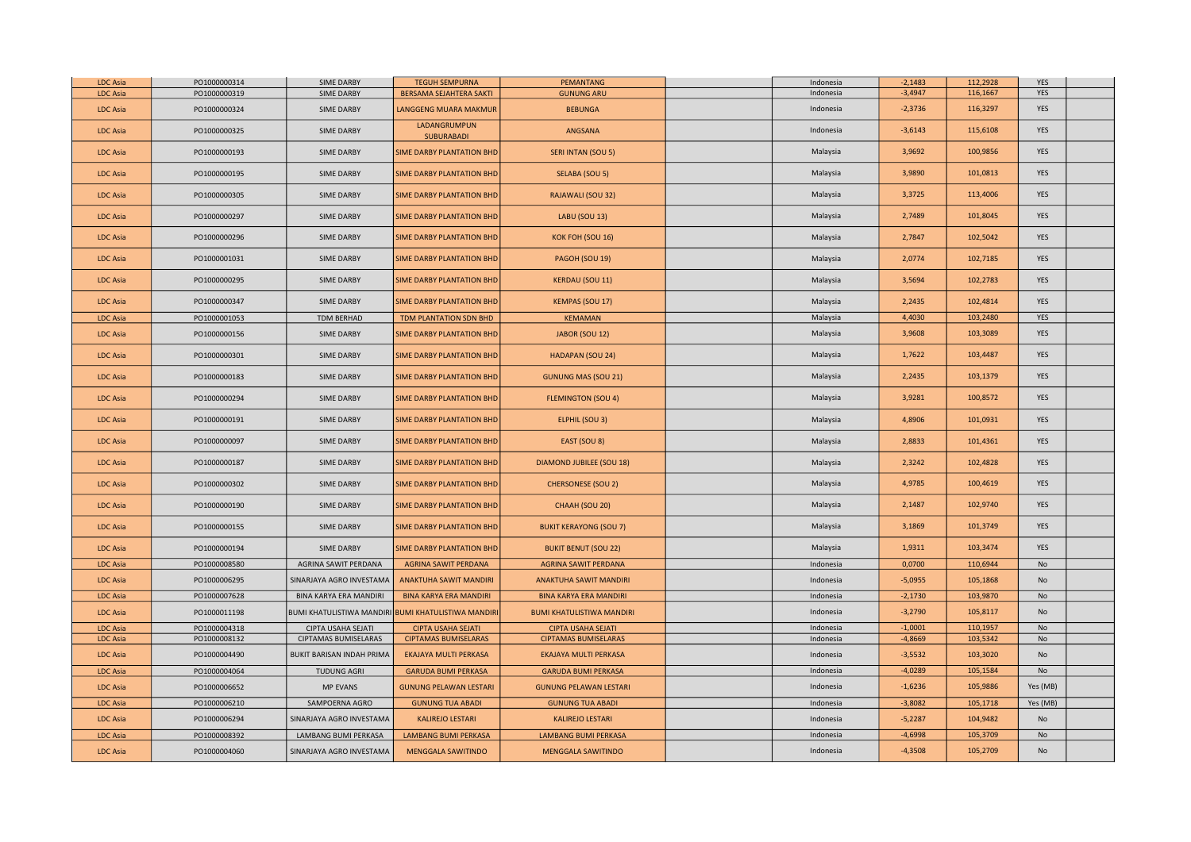| | | | | | | | | | | |
|---|---|---|---|---|---|---|---|---|---|---|
| LDC Asia | PO1000000314 | SIME DARBY | TEGUH SEMPURNA | PEMANTANG | | Indonesia | -2,1483 | 112,2928 | YES | |
| LDC Asia | PO1000000319 | SIME DARBY | BERSAMA SEJAHTERA SAKTI | GUNUNG ARU | | Indonesia | -3,4947 | 116,1667 | YES | |
| LDC Asia | PO1000000324 | SIME DARBY | LANGGENG MUARA MAKMUR | BEBUNGA | | Indonesia | -2,3736 | 116,3297 | YES | |
| LDC Asia | PO1000000325 | SIME DARBY | LADANGRUMPUN SUBURABADI | ANGSANA | | Indonesia | -3,6143 | 115,6108 | YES | |
| LDC Asia | PO1000000193 | SIME DARBY | SIME DARBY PLANTATION BHD | SERI INTAN (SOU 5) | | Malaysia | 3,9692 | 100,9856 | YES | |
| LDC Asia | PO1000000195 | SIME DARBY | SIME DARBY PLANTATION BHD | SELABA (SOU 5) | | Malaysia | 3,9890 | 101,0813 | YES | |
| LDC Asia | PO1000000305 | SIME DARBY | SIME DARBY PLANTATION BHD | RAJAWALI (SOU 32) | | Malaysia | 3,3725 | 113,4006 | YES | |
| LDC Asia | PO1000000297 | SIME DARBY | SIME DARBY PLANTATION BHD | LABU (SOU 13) | | Malaysia | 2,7489 | 101,8045 | YES | |
| LDC Asia | PO1000000296 | SIME DARBY | SIME DARBY PLANTATION BHD | KOK FOH (SOU 16) | | Malaysia | 2,7847 | 102,5042 | YES | |
| LDC Asia | PO1000001031 | SIME DARBY | SIME DARBY PLANTATION BHD | PAGOH (SOU 19) | | Malaysia | 2,0774 | 102,7185 | YES | |
| LDC Asia | PO1000000295 | SIME DARBY | SIME DARBY PLANTATION BHD | KERDAU (SOU 11) | | Malaysia | 3,5694 | 102,2783 | YES | |
| LDC Asia | PO1000000347 | SIME DARBY | SIME DARBY PLANTATION BHD | KEMPAS (SOU 17) | | Malaysia | 2,2435 | 102,4814 | YES | |
| LDC Asia | PO1000001053 | TDM BERHAD | TDM PLANTATION SDN BHD | KEMAMAN | | Malaysia | 4,4030 | 103,2480 | YES | |
| LDC Asia | PO1000000156 | SIME DARBY | SIME DARBY PLANTATION BHD | JABOR (SOU 12) | | Malaysia | 3,9608 | 103,3089 | YES | |
| LDC Asia | PO1000000301 | SIME DARBY | SIME DARBY PLANTATION BHD | HADAPAN (SOU 24) | | Malaysia | 1,7622 | 103,4487 | YES | |
| LDC Asia | PO1000000183 | SIME DARBY | SIME DARBY PLANTATION BHD | GUNUNG MAS (SOU 21) | | Malaysia | 2,2435 | 103,1379 | YES | |
| LDC Asia | PO1000000294 | SIME DARBY | SIME DARBY PLANTATION BHD | FLEMINGTON (SOU 4) | | Malaysia | 3,9281 | 100,8572 | YES | |
| LDC Asia | PO1000000191 | SIME DARBY | SIME DARBY PLANTATION BHD | ELPHIL (SOU 3) | | Malaysia | 4,8906 | 101,0931 | YES | |
| LDC Asia | PO1000000097 | SIME DARBY | SIME DARBY PLANTATION BHD | EAST (SOU 8) | | Malaysia | 2,8833 | 101,4361 | YES | |
| LDC Asia | PO1000000187 | SIME DARBY | SIME DARBY PLANTATION BHD | DIAMOND JUBILEE (SOU 18) | | Malaysia | 2,3242 | 102,4828 | YES | |
| LDC Asia | PO1000000302 | SIME DARBY | SIME DARBY PLANTATION BHD | CHERSONESE (SOU 2) | | Malaysia | 4,9785 | 100,4619 | YES | |
| LDC Asia | PO1000000190 | SIME DARBY | SIME DARBY PLANTATION BHD | CHAAH (SOU 20) | | Malaysia | 2,1487 | 102,9740 | YES | |
| LDC Asia | PO1000000155 | SIME DARBY | SIME DARBY PLANTATION BHD | BUKIT KERAYONG (SOU 7) | | Malaysia | 3,1869 | 101,3749 | YES | |
| LDC Asia | PO1000000194 | SIME DARBY | SIME DARBY PLANTATION BHD | BUKIT BENUT (SOU 22) | | Malaysia | 1,9311 | 103,3474 | YES | |
| LDC Asia | PO1000008580 | AGRINA SAWIT PERDANA | AGRINA SAWIT PERDANA | AGRINA SAWIT PERDANA | | Indonesia | 0,0700 | 110,6944 | No | |
| LDC Asia | PO1000006295 | SINARJAYA AGRO INVESTAMA | ANAKTUHA SAWIT MANDIRI | ANAKTUHA SAWIT MANDIRI | | Indonesia | -5,0955 | 105,1868 | No | |
| LDC Asia | PO1000007628 | BINA KARYA ERA MANDIRI | BINA KARYA ERA MANDIRI | BINA KARYA ERA MANDIRI | | Indonesia | -2,1730 | 103,9870 | No | |
| LDC Asia | PO1000011198 | BUMI KHATULISTIWA MANDIRI | BUMI KHATULISTIWA MANDIRI | BUMI KHATULISTIWA MANDIRI | | Indonesia | -3,2790 | 105,8117 | No | |
| LDC Asia | PO1000004318 | CIPTA USAHA SEJATI | CIPTA USAHA SEJATI | CIPTA USAHA SEJATI | | Indonesia | -1,0001 | 110,1957 | No | |
| LDC Asia | PO1000008132 | CIPTAMAS BUMISELARAS | CIPTAMAS BUMISELARAS | CIPTAMAS BUMISELARAS | | Indonesia | -4,8669 | 103,5342 | No | |
| LDC Asia | PO1000004490 | BUKIT BARISAN INDAH PRIMA | EKAJAYA MULTI PERKASA | EKAJAYA MULTI PERKASA | | Indonesia | -3,5532 | 103,3020 | No | |
| LDC Asia | PO1000004064 | TUDUNG AGRI | GARUDA BUMI PERKASA | GARUDA BUMI PERKASA | | Indonesia | -4,0289 | 105,1584 | No | |
| LDC Asia | PO1000006652 | MP EVANS | GUNUNG PELAWAN LESTARI | GUNUNG PELAWAN LESTARI | | Indonesia | -1,6236 | 105,9886 | Yes (MB) | |
| LDC Asia | PO1000006210 | SAMPOERNA AGRO | GUNUNG TUA ABADI | GUNUNG TUA ABADI | | Indonesia | -3,8082 | 105,1718 | Yes (MB) | |
| LDC Asia | PO1000006294 | SINARJAYA AGRO INVESTAMA | KALIREJO LESTARI | KALIREJO LESTARI | | Indonesia | -5,2287 | 104,9482 | No | |
| LDC Asia | PO1000008392 | LAMBANG BUMI PERKASA | LAMBANG BUMI PERKASA | LAMBANG BUMI PERKASA | | Indonesia | -4,6998 | 105,3709 | No | |
| LDC Asia | PO1000004060 | SINARJAYA AGRO INVESTAMA | MENGGALA SAWITINDO | MENGGALA SAWITINDO | | Indonesia | -4,3508 | 105,2709 | No | |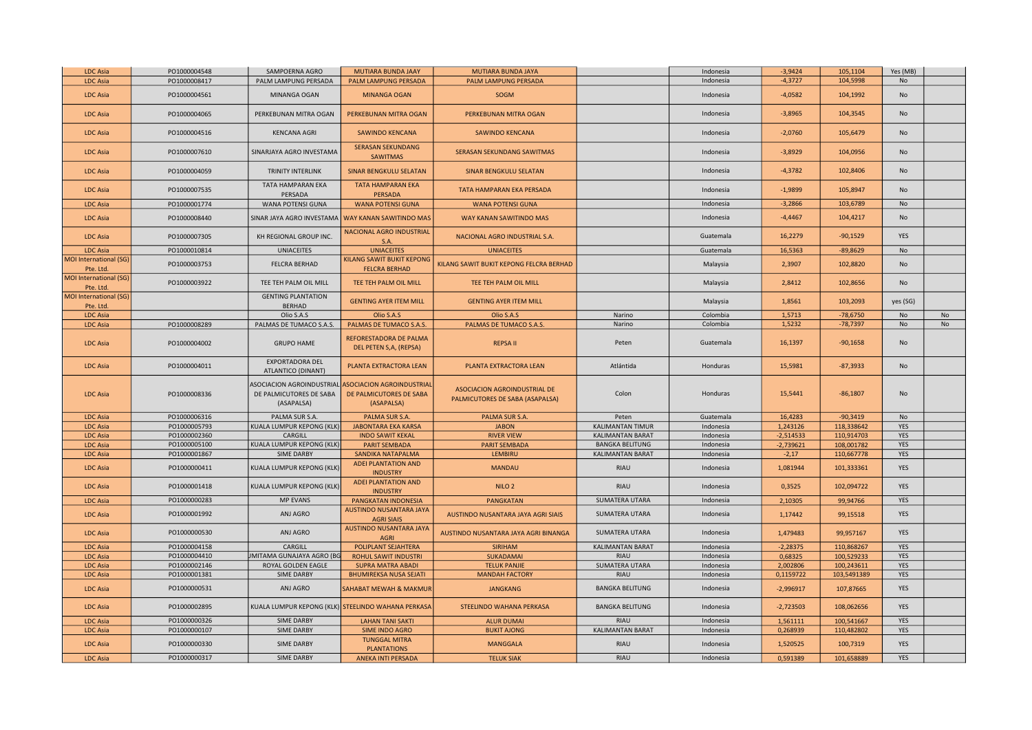| | | | | | | | | | | |
|---|---|---|---|---|---|---|---|---|---|---|
| LDC Asia | PO1000004548 | SAMPOERNA AGRO | MUTIARA BUNDA JAAY | MUTIARA BUNDA JAYA | | Indonesia | -3,9424 | 105,1104 | Yes (MB) | |
| LDC Asia | PO1000008417 | PALM LAMPUNG PERSADA | PALM LAMPUNG PERSADA | PALM LAMPUNG PERSADA | | Indonesia | -4,3727 | 104,5998 | No | |
| LDC Asia | PO1000004561 | MINANGA OGAN | MINANGA OGAN | SOGM | | Indonesia | -4,0582 | 104,1992 | No | |
| LDC Asia | PO1000004065 | PERKEBUNAN MITRA OGAN | PERKEBUNAN MITRA OGAN | PERKEBUNAN MITRA OGAN | | Indonesia | -3,8965 | 104,3545 | No | |
| LDC Asia | PO1000004516 | KENCANA AGRI | SAWINDO KENCANA | SAWINDO KENCANA | | Indonesia | -2,0760 | 105,6479 | No | |
| LDC Asia | PO1000007610 | SINARJAYA AGRO INVESTAMA | SERASAN SEKUNDANG SAWITMAS | SERASAN SEKUNDANG SAWITMAS | | Indonesia | -3,8929 | 104,0956 | No | |
| LDC Asia | PO1000004059 | TRINITY INTERLINK | SINAR BENGKULU SELATAN | SINAR BENGKULU SELATAN | | Indonesia | -4,3782 | 102,8406 | No | |
| LDC Asia | PO1000007535 | TATA HAMPARAN EKA PERSADA | TATA HAMPARAN EKA PERSADA | TATA HAMPARAN EKA PERSADA | | Indonesia | -1,9899 | 105,8947 | No | |
| LDC Asia | PO1000001774 | WANA POTENSI GUNA | WANA POTENSI GUNA | WANA POTENSI GUNA | | Indonesia | -3,2866 | 103,6789 | No | |
| LDC Asia | PO1000008440 | SINAR JAYA AGRO INVESTAMA | WAY KANAN SAWITINDO MAS | WAY KANAN SAWITINDO MAS | | Indonesia | -4,4467 | 104,4217 | No | |
| LDC Asia | PO1000007305 | KH REGIONAL GROUP INC. | NACIONAL AGRO INDUSTRIAL S.A. | NACIONAL AGRO INDUSTRIAL S.A. | | Guatemala | 16,2279 | -90,1529 | YES | |
| LDC Asia | PO1000010814 | UNIACEITES | UNIACEITES | UNIACEITES | | Guatemala | 16,5363 | -89,8629 | No | |
| MOI International (SG) Pte. Ltd. | PO1000003753 | FELCRA BERHAD | KILANG SAWIT BUKIT KEPONG FELCRA BERHAD | KILANG SAWIT BUKIT KEPONG FELCRA BERHAD | | Malaysia | 2,3907 | 102,8820 | No | |
| MOI International (SG) Pte. Ltd. | PO1000003922 | TEE TEH PALM OIL MILL | TEE TEH PALM OIL MILL | TEE TEH PALM OIL MILL | | Malaysia | 2,8412 | 102,8656 | No | |
| MOI International (SG) Pte. Ltd. | | GENTING PLANTATION BERHAD | GENTING AYER ITEM MILL | GENTING AYER ITEM MILL | | Malaysia | 1,8561 | 103,2093 | yes (SG) | |
| LDC Asia | | Olio S.A.S | Olio S.A.S | Olio S.A.S | Narino | Colombia | 1,5713 | -78,6750 | No | No |
| LDC Asia | PO1000008289 | PALMAS DE TUMACO S.A.S. | PALMAS DE TUMACO S.A.S. | PALMAS DE TUMACO S.A.S. | Narino | Colombia | 1,5232 | -78,7397 | No | No |
| LDC Asia | PO1000004002 | GRUPO HAME | REFORESTADORA DE PALMA DEL PETEN S,A, (REPSA) | REPSA II | Peten | Guatemala | 16,1397 | -90,1658 | No | |
| LDC Asia | PO1000004011 | EXPORTADORA DEL ATLANTICO (DINANT) | PLANTA EXTRACTORA LEAN | PLANTA EXTRACTORA LEAN | Atlántida | Honduras | 15,5981 | -87,3933 | No | |
| LDC Asia | PO1000008336 | ASOCIACION AGROINDUSTRIAL DE PALMICUTORES DE SABA (ASAPALSA) | ASOCIACION AGROINDUSTRIAL DE PALMICUTORES DE SABA (ASAPALSA) | ASOCIACION AGROINDUSTRIAL DE PALMICUTORES DE SABA (ASAPALSA) | Colon | Honduras | 15,5441 | -86,1807 | No | |
| LDC Asia | PO1000006316 | PALMA SUR S.A. | PALMA SUR S.A. | PALMA SUR S.A. | Peten | Guatemala | 16,4283 | -90,3419 | No | |
| LDC Asia | PO1000005793 | KUALA LUMPUR KEPONG (KLK) | JABONTARA EKA KARSA | JABON | KALIMANTAN TIMUR | Indonesia | 1,243126 | 118,338642 | YES | |
| LDC Asia | PO1000002360 | CARGILL | INDO SAWIT KEKAL | RIVER VIEW | KALIMANTAN BARAT | Indonesia | -2,514533 | 110,914703 | YES | |
| LDC Asia | PO1000005100 | KUALA LUMPUR KEPONG (KLK) | PARIT SEMBADA | PARIT SEMBADA | BANGKA BELITUNG | Indonesia | -2,739621 | 108,001782 | YES | |
| LDC Asia | PO1000001867 | SIME DARBY | SANDIKA NATAPALMA | LEMBIRU | KALIMANTAN BARAT | Indonesia | -2,17 | 110,667778 | YES | |
| LDC Asia | PO1000000411 | KUALA LUMPUR KEPONG (KLK) | ADEI PLANTATION AND INDUSTRY | MANDAU | RIAU | Indonesia | 1,081944 | 101,333361 | YES | |
| LDC Asia | PO1000001418 | KUALA LUMPUR KEPONG (KLK) | ADEI PLANTATION AND INDUSTRY | NILO 2 | RIAU | Indonesia | 0,3525 | 102,094722 | YES | |
| LDC Asia | PO1000000283 | MP EVANS | PANGKATAN INDONESIA | PANGKATAN | SUMATERA UTARA | Indonesia | 2,10305 | 99,94766 | YES | |
| LDC Asia | PO1000001992 | ANJ AGRO | AUSTINDO NUSANTARA JAYA AGRI SIAIS | AUSTINDO NUSANTARA JAYA AGRI SIAIS | SUMATERA UTARA | Indonesia | 1,17442 | 99,15518 | YES | |
| LDC Asia | PO1000000530 | ANJ AGRO | AUSTINDO NUSANTARA JAYA AGRI | AUSTINDO NUSANTARA JAYA AGRI BINANGA | SUMATERA UTARA | Indonesia | 1,479483 | 99,957167 | YES | |
| LDC Asia | PO1000004158 | CARGILL | POLIPLANT SEJAHTERA | SIRIHAM | KALIMANTAN BARAT | Indonesia | -2,28375 | 110,868267 | YES | |
| LDC Asia | PO1000004410 | UMITAMA GUNAJAYA AGRO (BG | ROHUL SAWIT INDUSTRI | SUKADAMAI | RIAU | Indonesia | 0,68325 | 100,529233 | YES | |
| LDC Asia | PO1000002146 | ROYAL GOLDEN EAGLE | SUPRA MATRA ABADI | TELUK PANJIE | SUMATERA UTARA | Indonesia | 2,002806 | 100,243611 | YES | |
| LDC Asia | PO1000001381 | SIME DARBY | BHUMIREKSA NUSA SEJATI | MANDAH FACTORY | RIAU | Indonesia | 0,1159722 | 103,5491389 | YES | |
| LDC Asia | PO1000000531 | ANJ AGRO | SAHABAT MEWAH & MAKMUR | JANGKANG | BANGKA BELITUNG | Indonesia | -2,996917 | 107,87665 | YES | |
| LDC Asia | PO1000002895 | KUALA LUMPUR KEPONG (KLK) | STEELINDO WAHANA PERKASA | STEELINDO WAHANA PERKASA | BANGKA BELITUNG | Indonesia | -2,723503 | 108,062656 | YES | |
| LDC Asia | PO1000000326 | SIME DARBY | LAHAN TANI SAKTI | ALUR DUMAI | RIAU | Indonesia | 1,561111 | 100,541667 | YES | |
| LDC Asia | PO1000000107 | SIME DARBY | SIME INDO AGRO | BUKIT AJONG | KALIMANTAN BARAT | Indonesia | 0,268939 | 110,482802 | YES | |
| LDC Asia | PO1000000330 | SIME DARBY | TUNGGAL MITRA PLANTATIONS | MANGGALA | RIAU | Indonesia | 1,520525 | 100,7319 | YES | |
| LDC Asia | PO1000000317 | SIME DARBY | ANEKA INTI PERSADA | TELUK SIAK | RIAU | Indonesia | 0,591389 | 101,658889 | YES | |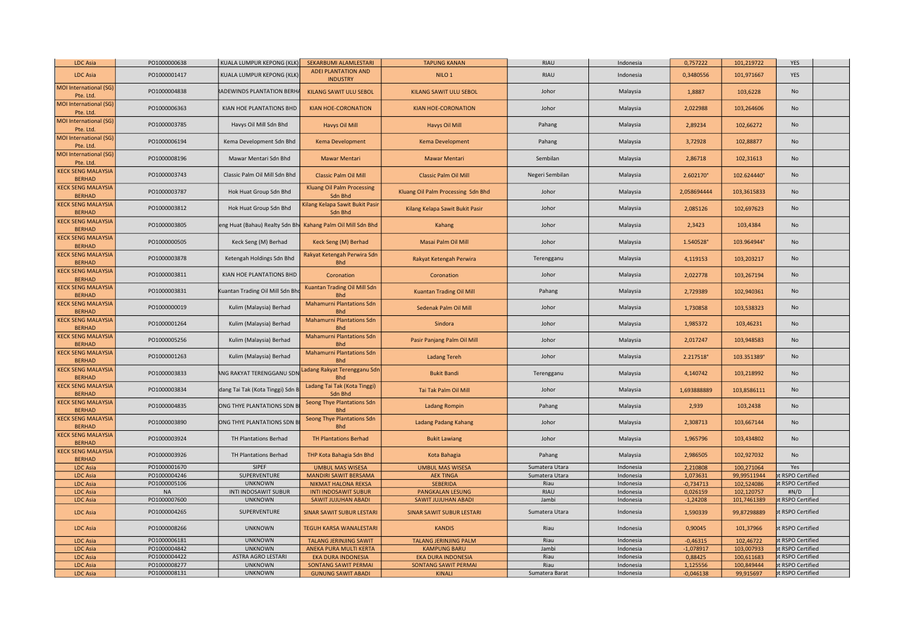| LDC Asia | PO1000000638 | KUALA LUMPUR KEPONG (KLK) | SEKARBUMI ALAMLESTARI | TAPUNG KANAN | RIAU | Indonesia | 0,757222 | 101,219722 | YES |  |
|---|---|---|---|---|---|---|---|---|---|---|
| LDC Asia | PO1000001417 | KUALA LUMPUR KEPONG (KLK) | ADEI PLANTATION AND INDUSTRY | NILO 1 | RIAU | Indonesia | 0,3480556 | 101,971667 | YES |  |
| MOI International (SG) Pte. Ltd. | PO1000004838 | RADEWINDS PLANTATION BERHA | KILANG SAWIT ULU SEBOL | KILANG SAWIT ULU SEBOL | Johor | Malaysia | 1,8887 | 103,6228 | No |  |
| MOI International (SG) Pte. Ltd. | PO1000006363 | KIAN HOE PLANTATIONS BHD | KIAN HOE-CORONATION | KIAN HOE-CORONATION | Johor | Malaysia | 2,022988 | 103,264606 | No |  |
| MOI International (SG) Pte. Ltd. | PO1000003785 | Havys Oil Mill Sdn Bhd | Havys Oil Mill | Havys Oil Mill | Pahang | Malaysia | 2,89234 | 102,66272 | No |  |
| MOI International (SG) Pte. Ltd. | PO1000006194 | Kema Development Sdn Bhd | Kema Development | Kema Development | Pahang | Malaysia | 3,72928 | 102,88877 | No |  |
| MOI International (SG) Pte. Ltd. | PO1000008196 | Mawar Mentari Sdn Bhd | Mawar Mentari | Mawar Mentari | Sembilan | Malaysia | 2,86718 | 102,31613 | No |  |
| KECK SENG MALAYSIA BERHAD | PO1000003743 | Classic Palm Oil Mill Sdn Bhd | Classic Palm Oil Mill | Classic Palm Oil Mill | Negeri Sembilan | Malaysia | 2.602170° | 102.624440° | No |  |
| KECK SENG MALAYSIA BERHAD | PO1000003787 | Hok Huat Group Sdn Bhd | Kluang Oil Palm Processing Sdn Bhd | Kluang Oil Palm Processing Sdn Bhd | Johor | Malaysia | 2,058694444 | 103,3615833 | No |  |
| KECK SENG MALAYSIA BERHAD | PO1000003812 | Hok Huat Group Sdn Bhd | Kilang Kelapa Sawit Bukit Pasir Sdn Bhd | Kilang Kelapa Sawit Bukit Pasir | Johor | Malaysia | 2,085126 | 102,697623 | No |  |
| KECK SENG MALAYSIA BERHAD | PO1000003805 | eng Huat (Bahau) Realty Sdn Bh | Kahang Palm Oil Mill Sdn Bhd | Kahang | Johor | Malaysia | 2,3423 | 103,4384 | No |  |
| KECK SENG MALAYSIA BERHAD | PO1000000505 | Keck Seng (M) Berhad | Keck Seng (M) Berhad | Masai Palm Oil Mill | Johor | Malaysia | 1.540528° | 103.964944° | No |  |
| KECK SENG MALAYSIA BERHAD | PO1000003878 | Ketengah Holdings Sdn Bhd | Rakyat Ketengah Perwira Sdn Bhd | Rakyat Ketengah Perwira | Terengganu | Malaysia | 4,119153 | 103,203217 | No |  |
| KECK SENG MALAYSIA BERHAD | PO1000003811 | KIAN HOE PLANTATIONS BHD | Coronation | Coronation | Johor | Malaysia | 2,022778 | 103,267194 | No |  |
| KECK SENG MALAYSIA BERHAD | PO1000003831 | Kuantan Trading Oil Mill Sdn Bhd | Kuantan Trading Oil Mill Sdn Bhd | Kuantan Trading Oil Mill | Pahang | Malaysia | 2,729389 | 102,940361 | No |  |
| KECK SENG MALAYSIA BERHAD | PO1000000019 | Kulim (Malaysia) Berhad | Mahamurni Plantations Sdn Bhd | Sedenak Palm Oil Mill | Johor | Malaysia | 1,730858 | 103,538323 | No |  |
| KECK SENG MALAYSIA BERHAD | PO1000001264 | Kulim (Malaysia) Berhad | Mahamurni Plantations Sdn Bhd | Sindora | Johor | Malaysia | 1,985372 | 103,46231 | No |  |
| KECK SENG MALAYSIA BERHAD | PO1000005256 | Kulim (Malaysia) Berhad | Mahamurni Plantations Sdn Bhd | Pasir Panjang Palm Oil Mill | Johor | Malaysia | 2,017247 | 103,948583 | No |  |
| KECK SENG MALAYSIA BERHAD | PO1000001263 | Kulim (Malaysia) Berhad | Mahamurni Plantations Sdn Bhd | Ladang Tereh | Johor | Malaysia | 2.217518° | 103.351389° | No |  |
| KECK SENG MALAYSIA BERHAD | PO1000003833 | ANG RAKYAT TERENGGANU SDN | Ladang Rakyat Terengganu Sdn Bhd | Bukit Bandi | Terengganu | Malaysia | 4,140742 | 103,218992 | No |  |
| KECK SENG MALAYSIA BERHAD | PO1000003834 | dang Tai Tak (Kota Tinggi) Sdn B | Ladang Tai Tak (Kota Tinggi) Sdn Bhd | Tai Tak Palm Oil Mill | Johor | Malaysia | 1,693888889 | 103,8586111 | No |  |
| KECK SENG MALAYSIA BERHAD | PO1000004835 | ONG THYE PLANTATIONS SDN B | Seong Thye Plantations Sdn Bhd | Ladang Rompin | Pahang | Malaysia | 2,939 | 103,2438 | No |  |
| KECK SENG MALAYSIA BERHAD | PO1000003890 | ONG THYE PLANTATIONS SDN B | Seong Thye Plantations Sdn Bhd | Ladang Padang Kahang | Johor | Malaysia | 2,308713 | 103,667144 | No |  |
| KECK SENG MALAYSIA BERHAD | PO1000003924 | TH Plantations Berhad | TH Plantations Berhad | Bukit Lawiang | Johor | Malaysia | 1,965796 | 103,434802 | No |  |
| KECK SENG MALAYSIA BERHAD | PO1000003926 | TH Plantations Berhad | THP Kota Bahagia Sdn Bhd | Kota Bahagia | Pahang | Malaysia | 2,986505 | 102,927032 | No |  |
| LDC Asia | PO1000001670 | SIPEF | UMBUL MAS WISESA | UMBUL MAS WISESA | Sumatera Utara | Indonesia | 2,210808 | 100,271064 | Yes |  |
| LDC Asia | PO1000004246 | SUPERVENTURE | MANDIRI SAWIT BERSAMA | AEK TINGA | Sumatera Utara | Indonesia | 1,073631 | 99,99511944 | ot RSPO Certified |  |
| LDC Asia | PO1000005106 | UNKNOWN | NIKMAT HALONA REKSA | SEBERIDA | Riau | Indonesia | -0,734713 | 102,524086 | ot RSPO Certified |  |
| LDC Asia | NA | INTI INDOSAWIT SUBUR | INTI INDOSAWIT SUBUR | PANGKALAN LESUNG | RIAU | Indonesia | 0,026159 | 102,120757 | #N/D |  |
| LDC Asia | PO1000007600 | UNKNOWN | SAWIT JUJUHAN ABADI | SAWIT JUJUHAN ABADI | Jambi | Indonesia | -1,24208 | 101,7461389 | ot RSPO Certified |  |
| LDC Asia | PO1000004265 | SUPERVENTURE | SINAR SAWIT SUBUR LESTARI | SINAR SAWIT SUBUR LESTARI | Sumatera Utara | Indonesia | 1,590339 | 99,87298889 | ot RSPO Certified |  |
| LDC Asia | PO1000008266 | UNKNOWN | TEGUH KARSA WANALESTARI | KANDIS | Riau | Indonesia | 0,90045 | 101,37966 | ot RSPO Certified |  |
| LDC Asia | PO1000006181 | UNKNOWN | TALANG JERINJING SAWIT | TALANG JERINJING PALM | Riau | Indonesia | -0,46315 | 102,46722 | ot RSPO Certified |  |
| LDC Asia | PO1000004842 | UNKNOWN | ANEKA PURA MULTI KERTA | KAMPUNG BARU | Jambi | Indonesia | -1,078917 | 103,007933 | ot RSPO Certified |  |
| LDC Asia | PO1000004422 | ASTRA AGRO LESTARI | EKA DURA INDONESIA | EKA DURA INDONESIA | Riau | Indonesia | 0,88425 | 100,611683 | ot RSPO Certified |  |
| LDC Asia | PO1000008277 | UNKNOWN | SONTANG SAWIT PERMAI | SONTANG SAWIT PERMAI | Riau | Indonesia | 1,125556 | 100,849444 | ot RSPO Certified |  |
| LDC Asia | PO1000008131 | UNKNOWN | GUNUNG SAWIT ABADI | KINALI | Sumatera Barat | Indonesia | -0,046138 | 99,915697 | ot RSPO Certified |  |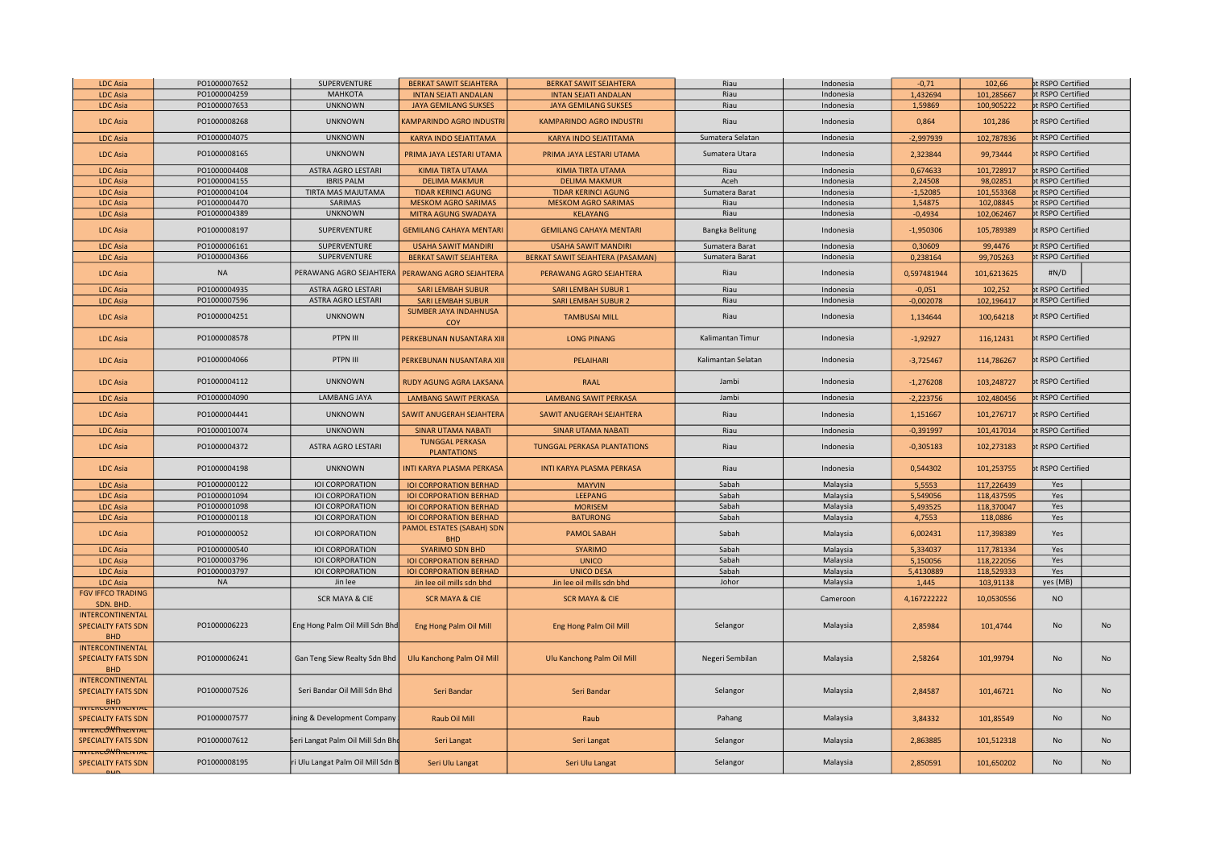| | | | | | | | | | | |
|---|---|---|---|---|---|---|---|---|---|---|
| LDC Asia | PO1000007652 | SUPERVENTURE | BERKAT SAWIT SEJAHTERA | BERKAT SAWIT SEJAHTERA | Riau | Indonesia | -0,71 | 102,66 | ot RSPO Certified | |
| LDC Asia | PO1000004259 | MAHKOTA | INTAN SEJATI ANDALAN | INTAN SEJATI ANDALAN | Riau | Indonesia | 1,432694 | 101,285667 | ot RSPO Certified | |
| LDC Asia | PO1000007653 | UNKNOWN | JAYA GEMILANG SUKSES | JAYA GEMILANG SUKSES | Riau | Indonesia | 1,59869 | 100,905222 | ot RSPO Certified | |
| LDC Asia | PO1000008268 | UNKNOWN | KAMPARINDO AGRO INDUSTRI | KAMPARINDO AGRO INDUSTRI | Riau | Indonesia | 0,864 | 101,286 | ot RSPO Certified | |
| LDC Asia | PO1000004075 | UNKNOWN | KARYA INDO SEJATITAMA | KARYA INDO SEJATITAMA | Sumatera Selatan | Indonesia | -2,997939 | 102,787836 | ot RSPO Certified | |
| LDC Asia | PO1000008165 | UNKNOWN | PRIMA JAYA LESTARI UTAMA | PRIMA JAYA LESTARI UTAMA | Sumatera Utara | Indonesia | 2,323844 | 99,73444 | ot RSPO Certified | |
| LDC Asia | PO1000004408 | ASTRA AGRO LESTARI | KIMIA TIRTA UTAMA | KIMIA TIRTA UTAMA | Riau | Indonesia | 0,674633 | 101,728917 | ot RSPO Certified | |
| LDC Asia | PO1000004155 | IBRIS PALM | DELIMA MAKMUR | DELIMA MAKMUR | Aceh | Indonesia | 2,24508 | 98,02851 | ot RSPO Certified | |
| LDC Asia | PO1000004104 | TIRTA MAS MAJUTAMA | TIDAR KERINCI AGUNG | TIDAR KERINCI AGUNG | Sumatera Barat | Indonesia | -1,52085 | 101,553368 | ot RSPO Certified | |
| LDC Asia | PO1000004470 | SARIMAS | MESKOM AGRO SARIMAS | MESKOM AGRO SARIMAS | Riau | Indonesia | 1,54875 | 102,08845 | ot RSPO Certified | |
| LDC Asia | PO1000004389 | UNKNOWN | MITRA AGUNG SWADAYA | KELAYANG | Riau | Indonesia | -0,4934 | 102,062467 | ot RSPO Certified | |
| LDC Asia | PO1000008197 | SUPERVENTURE | GEMILANG CAHAYA MENTARI | GEMILANG CAHAYA MENTARI | Bangka Belitung | Indonesia | -1,950306 | 105,789389 | ot RSPO Certified | |
| LDC Asia | PO1000006161 | SUPERVENTURE | USAHA SAWIT MANDIRI | USAHA SAWIT MANDIRI | Sumatera Barat | Indonesia | 0,30609 | 99,4476 | ot RSPO Certified | |
| LDC Asia | PO1000004366 | SUPERVENTURE | BERKAT SAWIT SEJAHTERA | BERKAT SAWIT SEJAHTERA (PASAMAN) | Sumatera Barat | Indonesia | 0,238164 | 99,705263 | ot RSPO Certified | |
| LDC Asia | NA | PERAWANG AGRO SEJAHTERA | PERAWANG AGRO SEJAHTERA | PERAWANG AGRO SEJAHTERA | Riau | Indonesia | 0,597481944 | 101,6213625 | #N/D | |
| LDC Asia | PO1000004935 | ASTRA AGRO LESTARI | SARI LEMBAH SUBUR | SARI LEMBAH SUBUR 1 | Riau | Indonesia | -0,051 | 102,252 | ot RSPO Certified | |
| LDC Asia | PO1000007596 | ASTRA AGRO LESTARI | SARI LEMBAH SUBUR | SARI LEMBAH SUBUR 2 | Riau | Indonesia | -0,002078 | 102,196417 | ot RSPO Certified | |
| LDC Asia | PO1000004251 | UNKNOWN | SUMBER JAYA INDAHNUSA COY | TAMBUSAI MILL | Riau | Indonesia | 1,134644 | 100,64218 | ot RSPO Certified | |
| LDC Asia | PO1000008578 | PTPN III | PERKEBUNAN NUSANTARA XIII | LONG PINANG | Kalimantan Timur | Indonesia | -1,92927 | 116,12431 | ot RSPO Certified | |
| LDC Asia | PO1000004066 | PTPN III | PERKEBUNAN NUSANTARA XIII | PELAIHARI | Kalimantan Selatan | Indonesia | -3,725467 | 114,786267 | ot RSPO Certified | |
| LDC Asia | PO1000004112 | UNKNOWN | RUDY AGUNG AGRA LAKSANA | RAAL | Jambi | Indonesia | -1,276208 | 103,248727 | ot RSPO Certified | |
| LDC Asia | PO1000004090 | LAMBANG JAYA | LAMBANG SAWIT PERKASA | LAMBANG SAWIT PERKASA | Jambi | Indonesia | -2,223756 | 102,480456 | ot RSPO Certified | |
| LDC Asia | PO1000004441 | UNKNOWN | SAWIT ANUGERAH SEJAHTERA | SAWIT ANUGERAH SEJAHTERA | Riau | Indonesia | 1,151667 | 101,276717 | ot RSPO Certified | |
| LDC Asia | PO1000010074 | UNKNOWN | SINAR UTAMA NABATI | SINAR UTAMA NABATI | Riau | Indonesia | -0,391997 | 101,417014 | ot RSPO Certified | |
| LDC Asia | PO1000004372 | ASTRA AGRO LESTARI | TUNGGAL PERKASA PLANTATIONS | TUNGGAL PERKASA PLANTATIONS | Riau | Indonesia | -0,305183 | 102,273183 | ot RSPO Certified | |
| LDC Asia | PO1000004198 | UNKNOWN | INTI KARYA PLASMA PERKASA | INTI KARYA PLASMA PERKASA | Riau | Indonesia | 0,544302 | 101,253755 | ot RSPO Certified | |
| LDC Asia | PO1000000122 | IOI CORPORATION | IOI CORPORATION BERHAD | MAYVIN | Sabah | Malaysia | 5,5553 | 117,226439 | Yes | |
| LDC Asia | PO1000001094 | IOI CORPORATION | IOI CORPORATION BERHAD | LEEPANG | Sabah | Malaysia | 5,549056 | 118,437595 | Yes | |
| LDC Asia | PO1000001098 | IOI CORPORATION | IOI CORPORATION BERHAD | MORISEM | Sabah | Malaysia | 5,493525 | 118,370047 | Yes | |
| LDC Asia | PO1000000118 | IOI CORPORATION | IOI CORPORATION BERHAD | BATURONG | Sabah | Malaysia | 4,7553 | 118,0886 | Yes | |
| LDC Asia | PO1000000052 | IOI CORPORATION | PAMOL ESTATES (SABAH) SDN BHD | PAMOL SABAH | Sabah | Malaysia | 6,002431 | 117,398389 | Yes | |
| LDC Asia | PO1000000540 | IOI CORPORATION | SYARIMO SDN BHD | SYARIMO | Sabah | Malaysia | 5,334037 | 117,781334 | Yes | |
| LDC Asia | PO1000003796 | IOI CORPORATION | IOI CORPORATION BERHAD | UNICO | Sabah | Malaysia | 5,150056 | 118,222056 | Yes | |
| LDC Asia | PO1000003797 | IOI CORPORATION | IOI CORPORATION BERHAD | UNICO DESA | Sabah | Malaysia | 5,4130889 | 118,529333 | Yes | |
| LDC Asia | NA | Jin lee | Jin lee oil mills sdn bhd | Jin lee oil mills sdn bhd | Johor | Malaysia | 1,445 | 103,91138 | yes (MB) | |
| FGV IFFCO TRADING SDN. BHD. | | SCR MAYA & CIE | SCR MAYA & CIE | SCR MAYA & CIE | | Cameroon | 4,167222222 | 10,0530556 | NO | |
| INTERCONTINENTAL SPECIALTY FATS SDN BHD | PO1000006223 | Eng Hong Palm Oil Mill Sdn Bhd | Eng Hong Palm Oil Mill | Eng Hong Palm Oil Mill | Selangor | Malaysia | 2,85984 | 101,4744 | No | No |
| INTERCONTINENTAL SPECIALTY FATS SDN BHD | PO1000006241 | Gan Teng Siew Realty Sdn Bhd | Ulu Kanchong Palm Oil Mill | Ulu Kanchong Palm Oil Mill | Negeri Sembilan | Malaysia | 2,58264 | 101,99794 | No | No |
| INTERCONTINENTAL SPECIALTY FATS SDN BHD | PO1000007526 | Seri Bandar Oil Mill Sdn Bhd | Seri Bandar | Seri Bandar | Selangor | Malaysia | 2,84587 | 101,46721 | No | No |
| INTERCONTINENTAL SPECIALTY FATS SDN BHD | PO1000007577 | ining & Development Company | Raub Oil Mill | Raub | Pahang | Malaysia | 3,84332 | 101,85549 | No | No |
| INTERCONTINENTAL SPECIALTY FATS SDN BHD | PO1000007612 | Seri Langat Palm Oil Mill Sdn Bhd | Seri Langat | Seri Langat | Selangor | Malaysia | 2,863885 | 101,512318 | No | No |
| INTERCONTINENTAL SPECIALTY FATS SDN BHD | PO1000008195 | ri Ulu Langat Palm Oil Mill Sdn B | Seri Ulu Langat | Seri Ulu Langat | Selangor | Malaysia | 2,850591 | 101,650202 | No | No |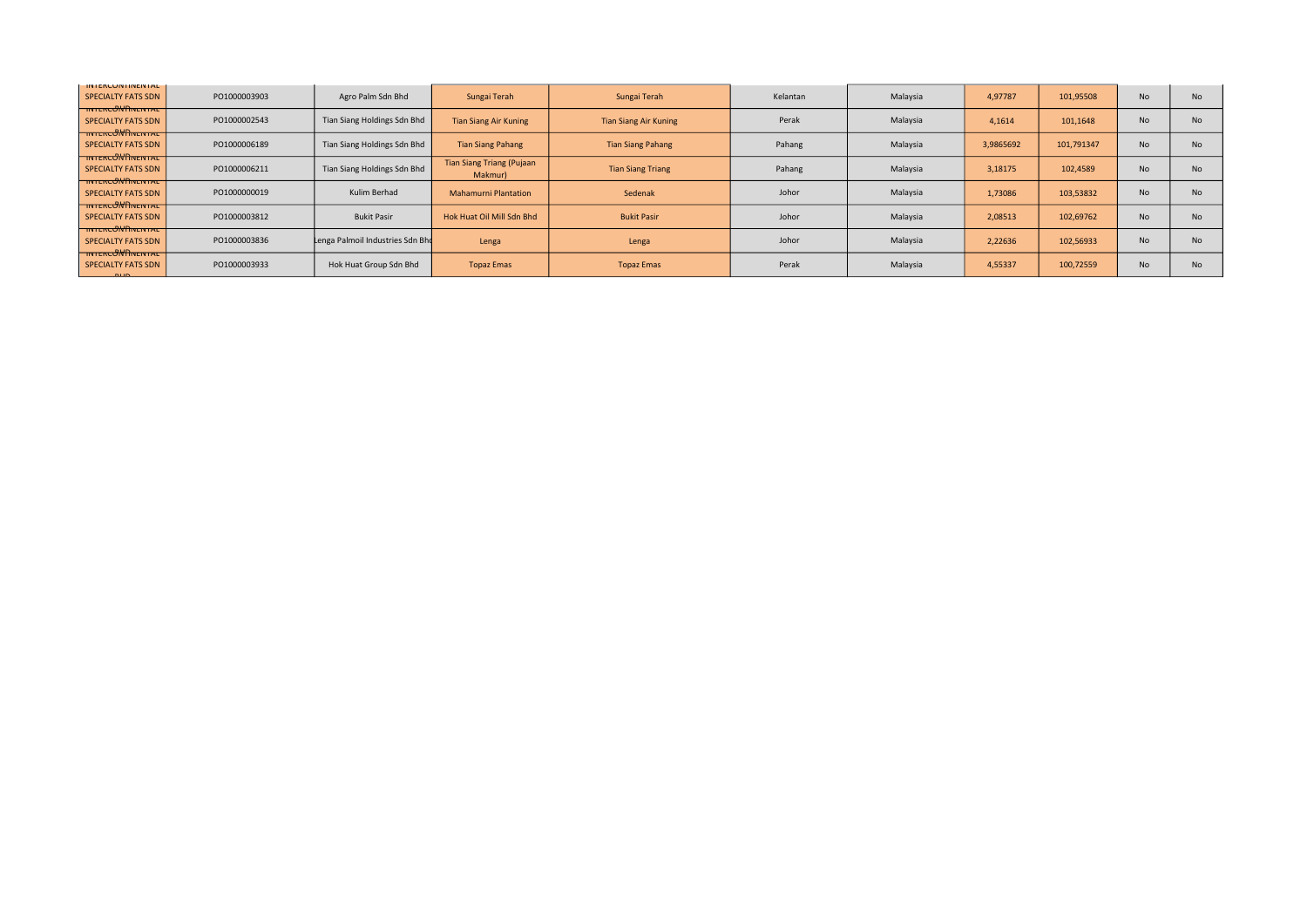| | | | | | | | | | | |
|---|---|---|---|---|---|---|---|---|---|---|
| INTERCONTINENTAL SPECIALTY FATS SDN BHD | PO1000003903 | Agro Palm Sdn Bhd | Sungai Terah | Sungai Terah | Kelantan | Malaysia | 4,97787 | 101,95508 | No | No |
| INTERCONTINENTAL SPECIALTY FATS SDN BHD | PO1000002543 | Tian Siang Holdings Sdn Bhd | Tian Siang Air Kuning | Tian Siang Air Kuning | Perak | Malaysia | 4,1614 | 101,1648 | No | No |
| INTERCONTINENTAL SPECIALTY FATS SDN BHD | PO1000006189 | Tian Siang Holdings Sdn Bhd | Tian Siang Pahang | Tian Siang Pahang | Pahang | Malaysia | 3,9865692 | 101,791347 | No | No |
| INTERCONTINENTAL SPECIALTY FATS SDN BHD | PO1000006211 | Tian Siang Holdings Sdn Bhd | Tian Siang Triang (Pujaan Makmur) | Tian Siang Triang | Pahang | Malaysia | 3,18175 | 102,4589 | No | No |
| INTERCONTINENTAL SPECIALTY FATS SDN BHD | PO1000000019 | Kulim Berhad | Mahamurni Plantation | Sedenak | Johor | Malaysia | 1,73086 | 103,53832 | No | No |
| INTERCONTINENTAL SPECIALTY FATS SDN BHD | PO1000003812 | Bukit Pasir | Hok Huat Oil Mill Sdn Bhd | Bukit Pasir | Johor | Malaysia | 2,08513 | 102,69762 | No | No |
| INTERCONTINENTAL SPECIALTY FATS SDN BHD | PO1000003836 | Lenga Palmoil Industries Sdn Bhd | Lenga | Lenga | Johor | Malaysia | 2,22636 | 102,56933 | No | No |
| INTERCONTINENTAL SPECIALTY FATS SDN BHD | PO1000003933 | Hok Huat Group Sdn Bhd | Topaz Emas | Topaz Emas | Perak | Malaysia | 4,55337 | 100,72559 | No | No |